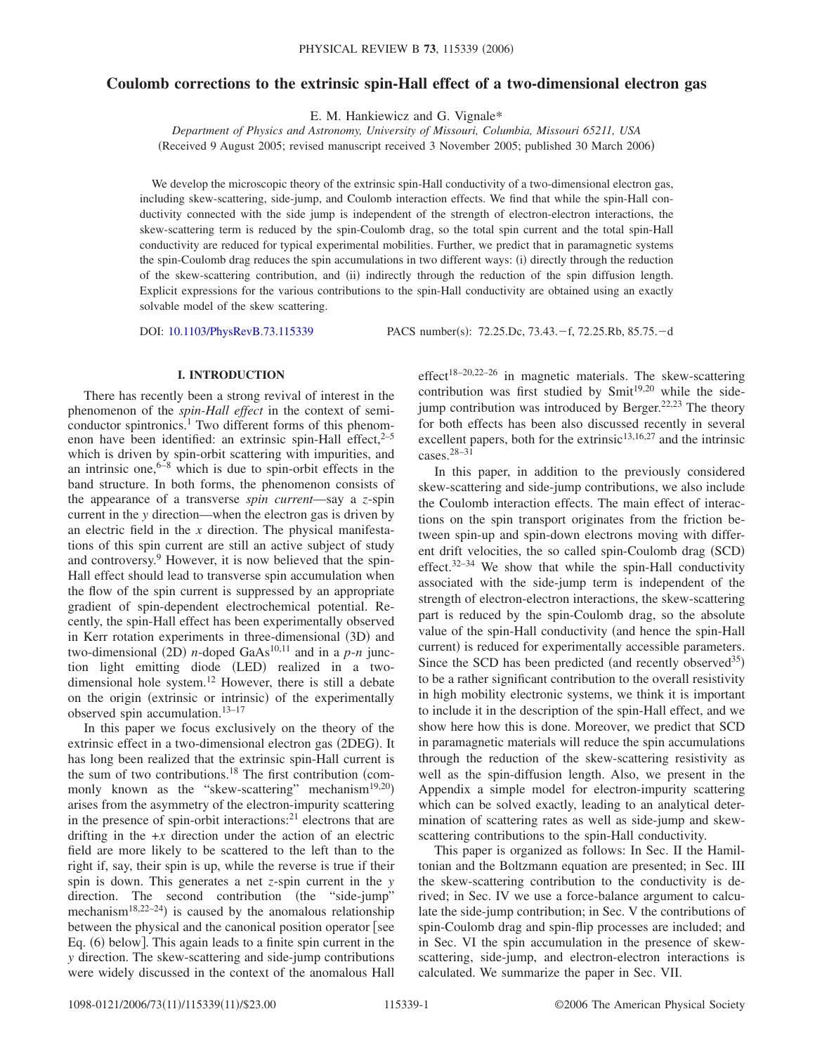# Coulomb corrections to the extrinsic spin-Hall effect of a two-dimensional electron gas

E. M. Hankiewicz and G. Vignale*

*Department of Physics and Astronomy, University of Missouri, Columbia, Missouri 65211, USA*

(Received 9 August 2005; revised manuscript received 3 November 2005; published 30 March 2006)

We develop the microscopic theory of the extrinsic spin-Hall conductivity of a two-dimensional electron gas, including skew-scattering, side-jump, and Coulomb interaction effects. We find that while the spin-Hall conductivity connected with the side jump is independent of the strength of electron-electron interactions, the skew-scattering term is reduced by the spin-Coulomb drag, so the total spin current and the total spin-Hall conductivity are reduced for typical experimental mobilities. Further, we predict that in paramagnetic systems the spin-Coulomb drag reduces the spin accumulations in two different ways: (i) directly through the reduction of the skew-scattering contribution, and (ii) indirectly through the reduction of the spin diffusion length. Explicit expressions for the various contributions to the spin-Hall conductivity are obtained using an exactly solvable model of the skew scattering.

DOI: 10.1103/PhysRevB.73.115339 PACS number(s): 72.25.Dc, 73.43.−f, 72.25.Rb, 85.75.−d

## I. INTRODUCTION

There has recently been a strong revival of interest in the phenomenon of the *spin-Hall effect* in the context of semiconductor spintronics.[1] Two different forms of this phenomenon have been identified: an extrinsic spin-Hall effect,[2–5] which is driven by spin-orbit scattering with impurities, and an intrinsic one,[6–8] which is due to spin-orbit effects in the band structure. In both forms, the phenomenon consists of the appearance of a transverse *spin current*—say a $z$-spin current in the $y$ direction—when the electron gas is driven by an electric field in the $x$ direction. The physical manifestations of this spin current are still an active subject of study and controversy.[9] However, it is now believed that the spin-Hall effect should lead to transverse spin accumulation when the flow of the spin current is suppressed by an appropriate gradient of spin-dependent electrochemical potential. Recently, the spin-Hall effect has been experimentally observed in Kerr rotation experiments in three-dimensional (3D) and two-dimensional (2D) $n$-doped GaAs[10,11] and in a $p$-$n$ junction light emitting diode (LED) realized in a two-dimensional hole system.[12] However, there is still a debate on the origin (extrinsic or intrinsic) of the experimentally observed spin accumulation.[13–17]

In this paper we focus exclusively on the theory of the extrinsic effect in a two-dimensional electron gas (2DEG). It has long been realized that the extrinsic spin-Hall current is the sum of two contributions.[18] The first contribution (commonly known as the "skew-scattering" mechanism[19,20]) arises from the asymmetry of the electron-impurity scattering in the presence of spin-orbit interactions:[21] electrons that are drifting in the $+x$ direction under the action of an electric field are more likely to be scattered to the left than to the right if, say, their spin is up, while the reverse is true if their spin is down. This generates a net $z$-spin current in the $y$ direction. The second contribution (the "side-jump" mechanism[18,22–24]) is caused by the anomalous relationship between the physical and the canonical position operator [see Eq. (6) below]. This again leads to a finite spin current in the $y$ direction. The skew-scattering and side-jump contributions were widely discussed in the context of the anomalous Hall effect[18–20,22–26] in magnetic materials. The skew-scattering contribution was first studied by Smit[19,20] while the side-jump contribution was introduced by Berger.[22,23] The theory for both effects has been also discussed recently in several excellent papers, both for the extrinsic[13,16,27] and the intrinsic cases.[28–31]

In this paper, in addition to the previously considered skew-scattering and side-jump contributions, we also include the Coulomb interaction effects. The main effect of interactions on the spin transport originates from the friction between spin-up and spin-down electrons moving with different drift velocities, the so called spin-Coulomb drag (SCD) effect.[32–34] We show that while the spin-Hall conductivity associated with the side-jump term is independent of the strength of electron-electron interactions, the skew-scattering part is reduced by the spin-Coulomb drag, so the absolute value of the spin-Hall conductivity (and hence the spin-Hall current) is reduced for experimentally accessible parameters. Since the SCD has been predicted (and recently observed[35]) to be a rather significant contribution to the overall resistivity in high mobility electronic systems, we think it is important to include it in the description of the spin-Hall effect, and we show here how this is done. Moreover, we predict that SCD in paramagnetic materials will reduce the spin accumulations through the reduction of the skew-scattering resistivity as well as the spin-diffusion length. Also, we present in the Appendix a simple model for electron-impurity scattering which can be solved exactly, leading to an analytical determination of scattering rates as well as side-jump and skew-scattering contributions to the spin-Hall conductivity.

This paper is organized as follows: In Sec. II the Hamiltonian and the Boltzmann equation are presented; in Sec. III the skew-scattering contribution to the conductivity is derived; in Sec. IV we use a force-balance argument to calculate the side-jump contribution; in Sec. V the contributions of spin-Coulomb drag and spin-flip processes are included; and in Sec. VI the spin accumulation in the presence of skew-scattering, side-jump, and electron-electron interactions is calculated. We summarize the paper in Sec. VII.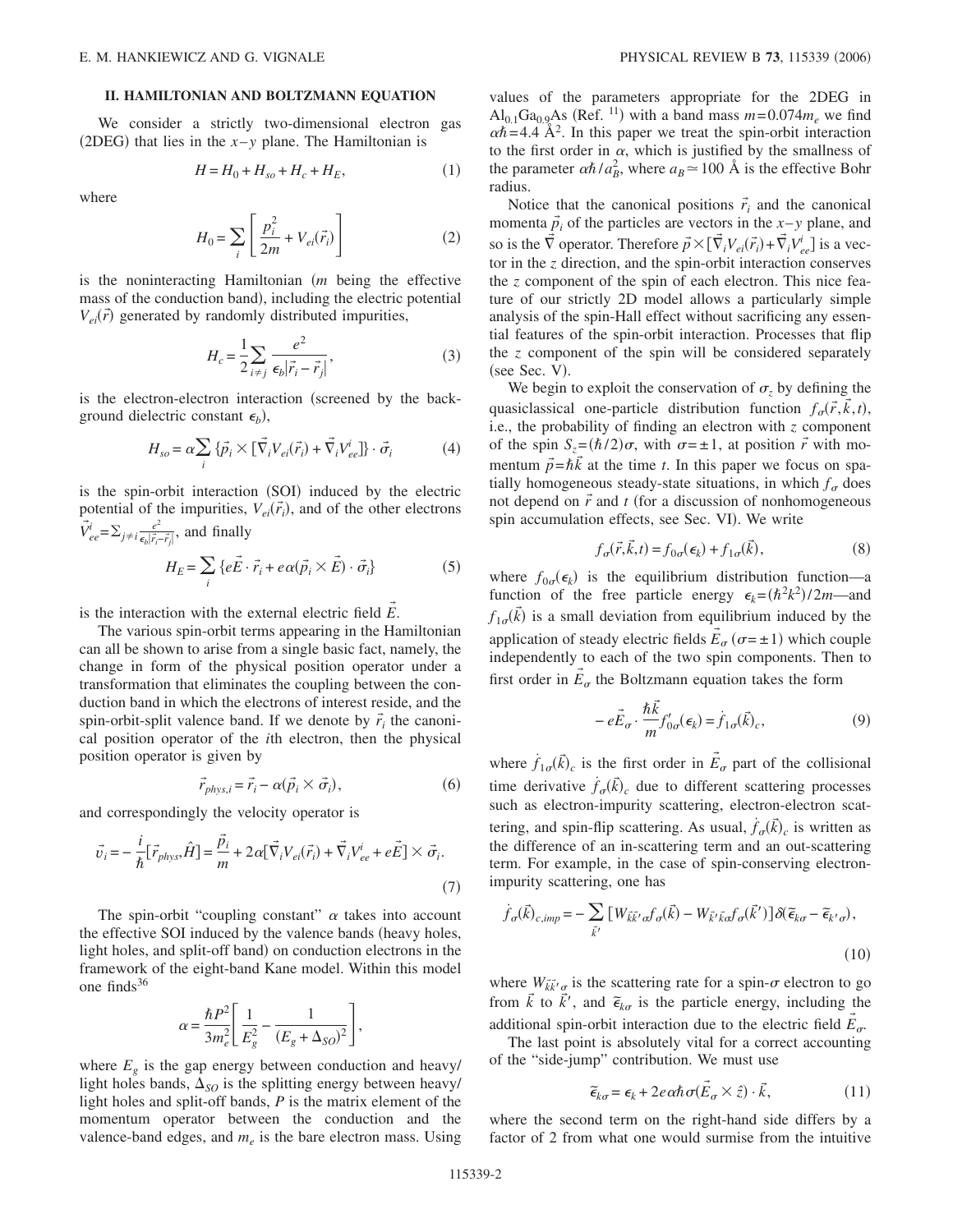## II. HAMILTONIAN AND BOLTZMANN EQUATION

We consider a strictly two-dimensional electron gas (2DEG) that lies in the $x$–$y$ plane. The Hamiltonian is

$$H = H_0 + H_{so} + H_c + H_E, \tag{1}$$

where

$$H_0 = \sum_i \left[ \frac{p_i^2}{2m} + V_{ei}(\vec{r}_i) \right] \tag{2}$$

is the noninteracting Hamiltonian ($m$ being the effective mass of the conduction band), including the electric potential $V_{ei}(\vec{r})$ generated by randomly distributed impurities,

$$H_c = \frac{1}{2} \sum_{i \neq j} \frac{e^2}{\epsilon_b |\vec{r}_i - \vec{r}_j|}, \tag{3}$$

is the electron-electron interaction (screened by the background dielectric constant $\epsilon_b$),

$$H_{so} = \alpha \sum_i \{ \vec{p}_i \times [\vec{\nabla}_i V_{ei}(\vec{r}_i) + \vec{\nabla}_i V_{ee}^i ] \} \cdot \vec{\sigma}_i \tag{4}$$

is the spin-orbit interaction (SOI) induced by the electric potential of the impurities, $V_{ei}(\vec{r}_i)$, and of the other electrons $\vec{V}_{ee}^i = \sum_{j \neq i} \frac{e^2}{\epsilon_b |\vec{r}_i - \vec{r}_j|}$, and finally

$$H_E = \sum_i \{ e\vec{E} \cdot \vec{r}_i + e\alpha(\vec{p}_i \times \vec{E}) \cdot \vec{\sigma}_i \} \tag{5}$$

is the interaction with the external electric field $\vec{E}$.

The various spin-orbit terms appearing in the Hamiltonian can all be shown to arise from a single basic fact, namely, the change in form of the physical position operator under a transformation that eliminates the coupling between the conduction band in which the electrons of interest reside, and the spin-orbit-split valence band. If we denote by $\vec{r}_i$ the canonical position operator of the $i$th electron, then the physical position operator is given by

$$\vec{r}_{phys,i} = \vec{r}_i - \alpha(\vec{p}_i \times \vec{\sigma}_i), \tag{6}$$

and correspondingly the velocity operator is

$$\vec{v}_i = -\frac{i}{\hbar}[\vec{r}_{phys}, \hat{H}] = \frac{\vec{p}_i}{m} + 2\alpha[\vec{\nabla}_i V_{ei}(\vec{r}_i) + \vec{\nabla}_i V_{ee}^i + e\vec{E}] \times \vec{\sigma}_i. \tag{7}$$

The spin-orbit "coupling constant" $\alpha$ takes into account the effective SOI induced by the valence bands (heavy holes, light holes, and split-off band) on conduction electrons in the framework of the eight-band Kane model. Within this model one finds[36]

$$\alpha = \frac{\hbar P^2}{3m_e^2} \left[ \frac{1}{E_g^2} - \frac{1}{(E_g + \Delta_{SO})^2} \right],$$

where $E_g$ is the gap energy between conduction and heavy/light holes bands, $\Delta_{SO}$ is the splitting energy between heavy/light holes and split-off bands, $P$ is the matrix element of the momentum operator between the conduction and the valence-band edges, and $m_e$ is the bare electron mass. Using values of the parameters appropriate for the 2DEG in $Al_{0.1}Ga_{0.9}As$ (Ref. [11]) with a band mass $m = 0.074 m_e$ we find $\alpha\hbar = 4.4$ Å$^2$. In this paper we treat the spin-orbit interaction to the first order in $\alpha$, which is justified by the smallness of the parameter $\alpha\hbar / a_B^2$, where $a_B \simeq 100$ Å is the effective Bohr radius.

Notice that the canonical positions $\vec{r}_i$ and the canonical momenta $\vec{p}_i$ of the particles are vectors in the $x$–$y$ plane, and so is the $\vec{\nabla}$ operator. Therefore $\vec{p} \times [\vec{\nabla}_i V_{ei}(\vec{r}_i) + \vec{\nabla}_i V_{ee}^i]$ is a vector in the $z$ direction, and the spin-orbit interaction conserves the $z$ component of the spin of each electron. This nice feature of our strictly 2D model allows a particularly simple analysis of the spin-Hall effect without sacrificing any essential features of the spin-orbit interaction. Processes that flip the $z$ component of the spin will be considered separately (see Sec. V).

We begin to exploit the conservation of $\sigma_z$ by defining the quasiclassical one-particle distribution function $f_\sigma(\vec{r}, \vec{k}, t)$, i.e., the probability of finding an electron with $z$ component of the spin $S_z = (\hbar/2)\sigma$, with $\sigma = \pm 1$, at position $\vec{r}$ with momentum $\vec{p} = \hbar \vec{k}$ at the time $t$. In this paper we focus on spatially homogeneous steady-state situations, in which $f_\sigma$ does not depend on $\vec{r}$ and $t$ (for a discussion of nonhomogeneous spin accumulation effects, see Sec. VI). We write

$$f_\sigma(\vec{r}, \vec{k}, t) = f_{0\sigma}(\epsilon_k) + f_{1\sigma}(\vec{k}), \tag{8}$$

where $f_{0\sigma}(\epsilon_k)$ is the equilibrium distribution function—a function of the free particle energy $\epsilon_k = (\hbar^2 k^2)/2m$—and $f_{1\sigma}(\vec{k})$ is a small deviation from equilibrium induced by the application of steady electric fields $\vec{E}_\sigma$ ($\sigma = \pm 1$) which couple independently to each of the two spin components. Then to first order in $\vec{E}_\sigma$ the Boltzmann equation takes the form

$$-e\vec{E}_\sigma \cdot \frac{\hbar \vec{k}}{m} f'_{0\sigma}(\epsilon_k) = \dot{f}_{1\sigma}(\vec{k})_c, \tag{9}$$

where $\dot{f}_{1\sigma}(\vec{k})_c$ is the first order in $\vec{E}_\sigma$ part of the collisional time derivative $\dot{f}_\sigma(\vec{k})_c$ due to different scattering processes such as electron-impurity scattering, electron-electron scattering, and spin-flip scattering. As usual, $\dot{f}_\sigma(\vec{k})_c$ is written as the difference of an in-scattering term and an out-scattering term. For example, in the case of spin-conserving electron-impurity scattering, one has

$$\dot{f}_\sigma(\vec{k})_{c,imp} = -\sum_{\vec{k}'} [W_{\vec{k}\vec{k}'\sigma} f_\sigma(\vec{k}) - W_{\vec{k}'\vec{k}\sigma} f_\sigma(\vec{k}')] \delta(\tilde{\epsilon}_{k\sigma} - \tilde{\epsilon}_{k'\sigma}), \tag{10}$$

where $W_{\vec{k}\vec{k}'\sigma}$ is the scattering rate for a spin-$\sigma$ electron to go from $\vec{k}$ to $\vec{k}'$, and $\tilde{\epsilon}_{k\sigma}$ is the particle energy, including the additional spin-orbit interaction due to the electric field $\vec{E}_\sigma$.

The last point is absolutely vital for a correct accounting of the "side-jump" contribution. We must use

$$\tilde{\epsilon}_{k\sigma} = \epsilon_k + 2e\alpha\hbar\sigma(\vec{E}_\sigma \times \hat{z}) \cdot \vec{k}, \tag{11}$$

where the second term on the right-hand side differs by a factor of 2 from what one would surmise from the intuitive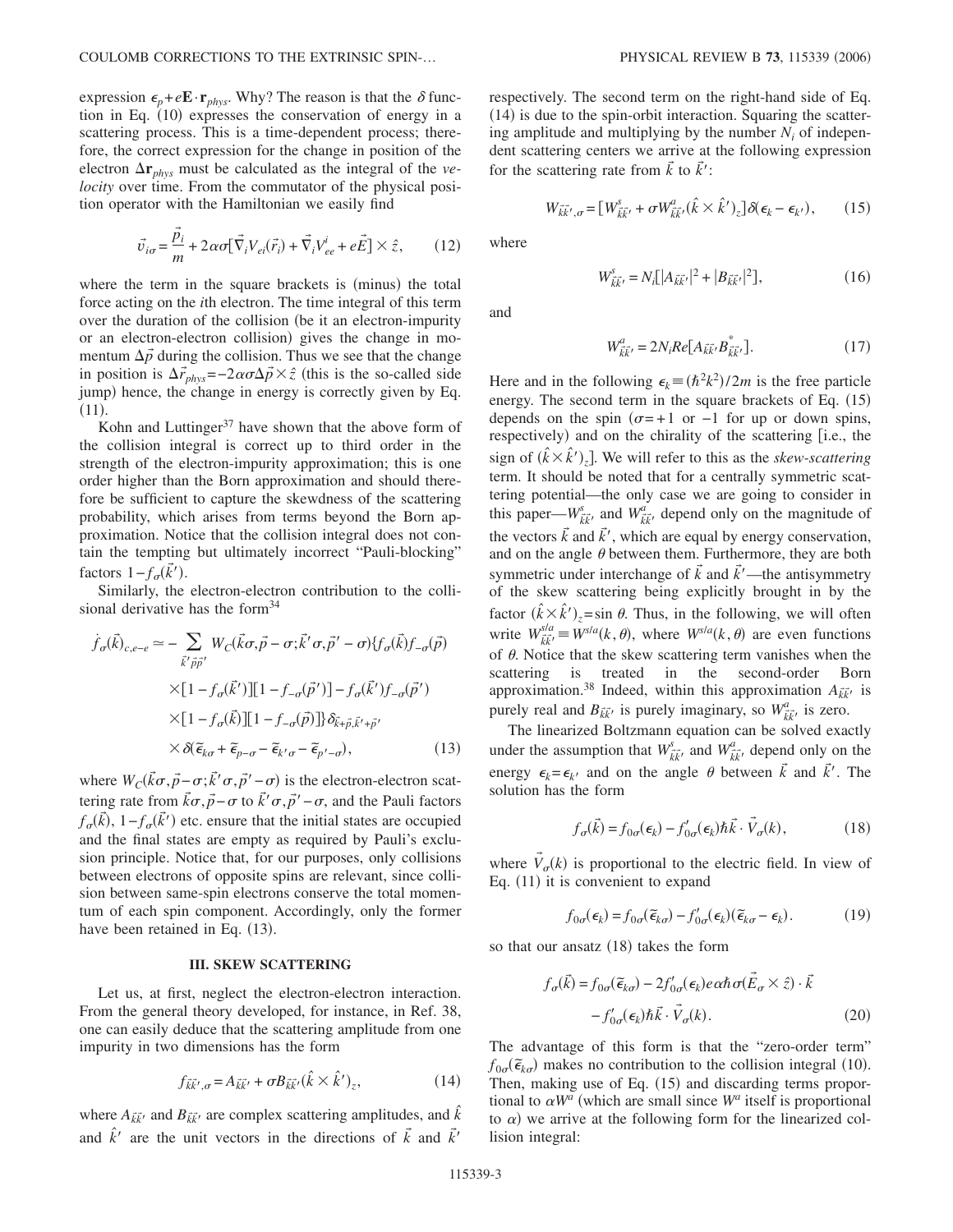expression $\epsilon_p + e\mathbf{E}\cdot\mathbf{r}_{phys}$. Why? The reason is that the $\delta$ function in Eq. (10) expresses the conservation of energy in a scattering process. This is a time-dependent process; therefore, the correct expression for the change in position of the electron $\Delta\mathbf{r}_{phys}$ must be calculated as the integral of the *velocity* over time. From the commutator of the physical position operator with the Hamiltonian we easily find

$$\vec{v}_{i\sigma} = \frac{\vec{p}_i}{m} + 2\alpha\sigma[\vec{\nabla}_i V_{ei}(\vec{r}_i) + \vec{\nabla}_i V_{ee}^i + e\vec{E}] \times \hat{z}, \qquad (12)$$

where the term in the square brackets is (minus) the total force acting on the $i$th electron. The time integral of this term over the duration of the collision (be it an electron-impurity or an electron-electron collision) gives the change in momentum $\Delta\vec{p}$ during the collision. Thus we see that the change in position is $\Delta\vec{r}_{phys} = -2\alpha\sigma\Delta\vec{p}\times\hat{z}$ (this is the so-called side jump) hence, the change in energy is correctly given by Eq. (11).

Kohn and Luttinger[37] have shown that the above form of the collision integral is correct up to third order in the strength of the electron-impurity approximation; this is one order higher than the Born approximation and should therefore be sufficient to capture the skewdness of the scattering probability, which arises from terms beyond the Born approximation. Notice that the collision integral does not contain the tempting but ultimately incorrect "Pauli-blocking" factors $1 - f_\sigma(\vec{k}')$.

Similarly, the electron-electron contribution to the collisional derivative has the form[34]

$$\begin{aligned} \dot{f}_\sigma(\vec{k})_{c,e-e} \simeq & -\sum_{\vec{k}'\vec{p}\vec{p}'} W_C(\vec{k}\sigma,\vec{p}-\sigma;\vec{k}'\sigma,\vec{p}'-\sigma)\{f_\sigma(\vec{k})f_{-\sigma}(\vec{p}) \\ & \times[1-f_\sigma(\vec{k}')][1-f_{-\sigma}(\vec{p}')] - f_\sigma(\vec{k}')f_{-\sigma}(\vec{p}') \\ & \times[1-f_\sigma(\vec{k})][1-f_{-\sigma}(\vec{p})]\}\delta_{\vec{k}+\vec{p},\vec{k}'+\vec{p}'} \\ & \times\delta(\tilde{\epsilon}_{k\sigma} + \tilde{\epsilon}_{p-\sigma} - \tilde{\epsilon}_{k'\sigma} - \tilde{\epsilon}_{p'-\sigma}), \end{aligned} \qquad (13)$$

where $W_C(\vec{k}\sigma,\vec{p}-\sigma;\vec{k}'\sigma,\vec{p}'-\sigma)$ is the electron-electron scattering rate from $\vec{k}\sigma,\vec{p}-\sigma$ to $\vec{k}'\sigma,\vec{p}'-\sigma$, and the Pauli factors $f_\sigma(\vec{k})$, $1-f_\sigma(\vec{k}')$ etc. ensure that the initial states are occupied and the final states are empty as required by Pauli's exclusion principle. Notice that, for our purposes, only collisions between electrons of opposite spins are relevant, since collision between same-spin electrons conserve the total momentum of each spin component. Accordingly, only the former have been retained in Eq. (13).

## III. SKEW SCATTERING

Let us, at first, neglect the electron-electron interaction. From the general theory developed, for instance, in Ref. 38, one can easily deduce that the scattering amplitude from one impurity in two dimensions has the form

$$f_{\vec{k}\vec{k}',\sigma} = A_{\vec{k}\vec{k}'} + \sigma B_{\vec{k}\vec{k}'}(\hat{k}\times\hat{k}')_z, \qquad (14)$$

where $A_{\vec{k}\vec{k}'}$ and $B_{\vec{k}\vec{k}'}$ are complex scattering amplitudes, and $\hat{k}$ and $\hat{k}'$ are the unit vectors in the directions of $\vec{k}$ and $\vec{k}'$ respectively. The second term on the right-hand side of Eq. (14) is due to the spin-orbit interaction. Squaring the scattering amplitude and multiplying by the number $N_i$ of independent scattering centers we arrive at the following expression for the scattering rate from $\vec{k}$ to $\vec{k}'$:

$$W_{\vec{k}\vec{k}',\sigma} = [W^s_{\vec{k}\vec{k}'} + \sigma W^a_{\vec{k}\vec{k}'}(\hat{k}\times\hat{k}')_z]\delta(\epsilon_k - \epsilon_{k'}), \qquad (15)$$

where

$$W^s_{\vec{k}\vec{k}'} = N_i[|A_{\vec{k}\vec{k}'}|^2 + |B_{\vec{k}\vec{k}'}|^2], \qquad (16)$$

and

$$W^a_{\vec{k}\vec{k}'} = 2N_i Re[A_{\vec{k}\vec{k}'}B^*_{\vec{k}\vec{k}'}]. \qquad (17)$$

Here and in the following $\epsilon_k \equiv (\hbar^2 k^2)/2m$ is the free particle energy. The second term in the square brackets of Eq. (15) depends on the spin ($\sigma = +1$ or $-1$ for up or down spins, respectively) and on the chirality of the scattering [i.e., the sign of $(\hat{k}\times\hat{k}')_z$]. We will refer to this as the *skew-scattering* term. It should be noted that for a centrally symmetric scattering potential—the only case we are going to consider in this paper—$W^s_{\vec{k}\vec{k}'}$ and $W^a_{\vec{k}\vec{k}'}$ depend only on the magnitude of the vectors $\vec{k}$ and $\vec{k}'$, which are equal by energy conservation, and on the angle $\theta$ between them. Furthermore, they are both symmetric under interchange of $\vec{k}$ and $\vec{k}'$—the antisymmetry of the skew scattering being explicitly brought in by the factor $(\hat{k}\times\hat{k}')_z = \sin\theta$. Thus, in the following, we will often write $W^{s/a}_{\vec{k}\vec{k}'} \equiv W^{s/a}(k,\theta)$, where $W^{s/a}(k,\theta)$ are even functions of $\theta$. Notice that the skew scattering term vanishes when the scattering is treated in the second-order Born approximation.[38] Indeed, within this approximation $A_{\vec{k}\vec{k}'}$ is purely real and $B_{\vec{k}\vec{k}'}$ is purely imaginary, so $W^a_{\vec{k}\vec{k}'}$ is zero.

The linearized Boltzmann equation can be solved exactly under the assumption that $W^s_{\vec{k}\vec{k}'}$ and $W^a_{\vec{k}\vec{k}'}$ depend only on the energy $\epsilon_k = \epsilon_{k'}$ and on the angle $\theta$ between $\vec{k}$ and $\vec{k}'$. The solution has the form

$$f_\sigma(\vec{k}) = f_{0\sigma}(\epsilon_k) - f'_{0\sigma}(\epsilon_k)\hbar\vec{k}\cdot\vec{V}_\sigma(k), \qquad (18)$$

where $\vec{V}_\sigma(k)$ is proportional to the electric field. In view of Eq. (11) it is convenient to expand

$$f_{0\sigma}(\epsilon_k) = f_{0\sigma}(\tilde{\epsilon}_{k\sigma}) - f'_{0\sigma}(\epsilon_k)(\tilde{\epsilon}_{k\sigma} - \epsilon_k). \qquad (19)$$

so that our ansatz (18) takes the form

$$\begin{aligned} f_\sigma(\vec{k}) = & f_{0\sigma}(\tilde{\epsilon}_{k\sigma}) - 2f'_{0\sigma}(\epsilon_k)e\alpha\hbar\sigma(\vec{E}_\sigma\times\hat{z})\cdot\vec{k} \\ & - f'_{0\sigma}(\epsilon_k)\hbar\vec{k}\cdot\vec{V}_\sigma(k). \end{aligned} \qquad (20)$$

The advantage of this form is that the "zero-order term" $f_{0\sigma}(\tilde{\epsilon}_{k\sigma})$ makes no contribution to the collision integral (10). Then, making use of Eq. (15) and discarding terms proportional to $\alpha W^a$ (which are small since $W^a$ itself is proportional to $\alpha$) we arrive at the following form for the linearized collision integral: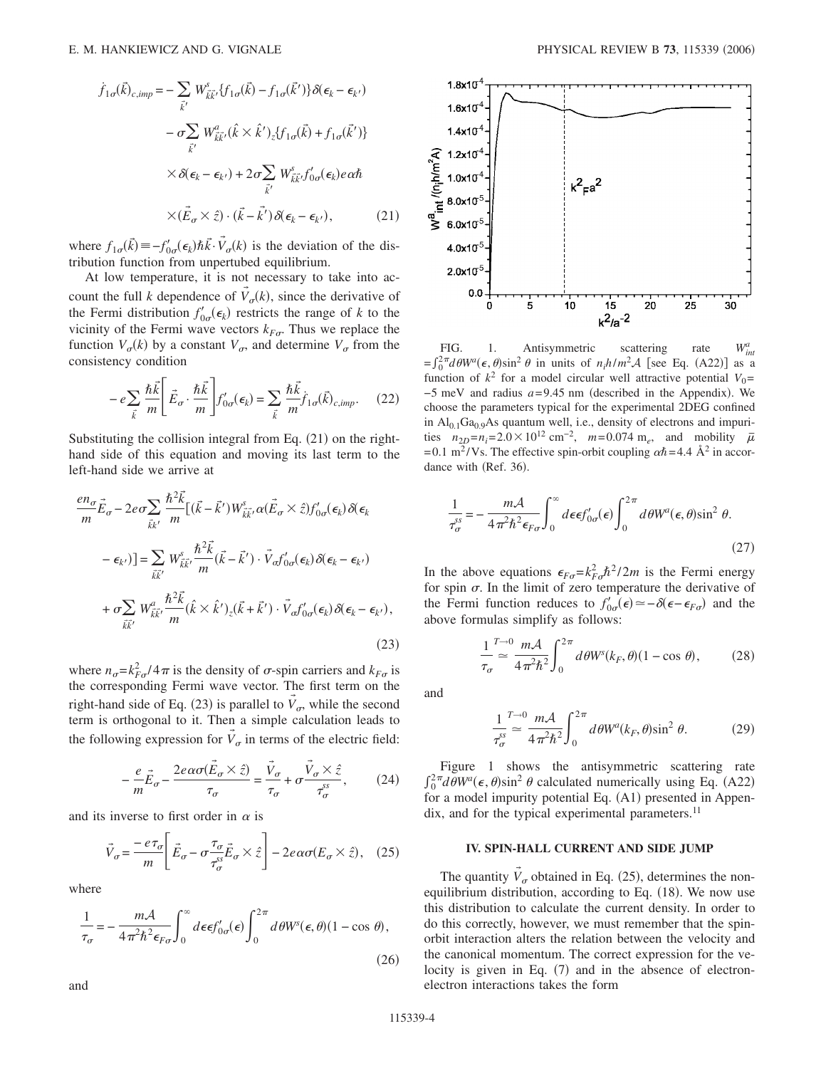$$\dot{f}_{1\sigma}(\vec{k})_{c,imp} = -\sum_{\vec{k}'} W^s_{\vec{k}\vec{k}'}\{f_{1\sigma}(\vec{k}) - f_{1\sigma}(\vec{k}')\}\delta(\epsilon_k - \epsilon_{k'}) - \sigma\sum_{\vec{k}'} W^a_{\vec{k}\vec{k}'}(\hat{k}\times\hat{k}')_z\{f_{1\sigma}(\vec{k}) + f_{1\sigma}(\vec{k}')\} \times \delta(\epsilon_k - \epsilon_{k'}) + 2\sigma\sum_{\vec{k}'} W^s_{\vec{k}\vec{k}'} f'_{0\sigma}(\epsilon_k) e\alpha\hbar \times (\vec{E}_\sigma \times \hat{z})\cdot(\vec{k} - \vec{k}')\delta(\epsilon_k - \epsilon_{k'}), \tag{21}$$

where $f_{1\sigma}(\vec{k}) \equiv -f'_{0\sigma}(\epsilon_k)\hbar\vec{k}\cdot\vec{V}_\sigma(k)$ is the deviation of the distribution function from unpertubed equilibrium.

At low temperature, it is not necessary to take into account the full $k$ dependence of $\vec{V}_\sigma(k)$, since the derivative of the Fermi distribution $f'_{0\sigma}(\epsilon_k)$ restricts the range of $k$ to the vicinity of the Fermi wave vectors $k_{F\sigma}$. Thus we replace the function $V_\sigma(k)$ by a constant $V_\sigma$, and determine $V_\sigma$ from the consistency condition

$$-e\sum_{\vec{k}} \frac{\hbar\vec{k}}{m}\left[\vec{E}_\sigma \cdot \frac{\hbar\vec{k}}{m}\right] f'_{0\sigma}(\epsilon_k) = \sum_{\vec{k}} \frac{\hbar\vec{k}}{m}\dot{f}_{1\sigma}(\vec{k})_{c,imp}. \tag{22}$$

Substituting the collision integral from Eq. (21) on the right-hand side of this equation and moving its last term to the left-hand side we arrive at

$$\frac{en_\sigma}{m}\vec{E}_\sigma - 2e\sigma\sum_{\vec{k}\vec{k}'} \frac{\hbar^2\vec{k}}{m}[(\vec{k} - \vec{k}')W^s_{\vec{k}\vec{k}'}\alpha(\vec{E}_\sigma\times\hat{z})f'_{0\sigma}(\epsilon_k)\delta(\epsilon_k - \epsilon_{k'})] = \sum_{\vec{k}\vec{k}'} W^s_{\vec{k}\vec{k}'}\frac{\hbar^2\vec{k}}{m}(\vec{k} - \vec{k}')\cdot\vec{V}_\sigma f'_{0\sigma}(\epsilon_k)\delta(\epsilon_k - \epsilon_{k'}) + \sigma\sum_{\vec{k}\vec{k}'} W^a_{\vec{k}\vec{k}'}\frac{\hbar^2\vec{k}}{m}(\hat{k}\times\hat{k}')_z(\vec{k} + \vec{k}')\cdot\vec{V}_\sigma f'_{0\sigma}(\epsilon_k)\delta(\epsilon_k - \epsilon_{k'}), \tag{23}$$

where $n_\sigma = k^2_{F\sigma}/4\pi$ is the density of $\sigma$-spin carriers and $k_{F\sigma}$ is the corresponding Fermi wave vector. The first term on the right-hand side of Eq. (23) is parallel to $\vec{V}_\sigma$, while the second term is orthogonal to it. Then a simple calculation leads to the following expression for $\vec{V}_\sigma$ in terms of the electric field:

$$-\frac{e}{m}\vec{E}_\sigma - \frac{2e\alpha\sigma(\vec{E}_\sigma\times\hat{z})}{\tau_\sigma} = \frac{\vec{V}_\sigma}{\tau_\sigma} + \sigma\frac{\vec{V}_\sigma\times\hat{z}}{\tau^{ss}_\sigma}, \tag{24}$$

and its inverse to first order in $\alpha$ is

$$\vec{V}_\sigma = \frac{-e\tau_\sigma}{m}\left[\vec{E}_\sigma - \sigma\frac{\tau_\sigma}{\tau^{ss}_\sigma}\vec{E}_\sigma\times\hat{z}\right] - 2e\alpha\sigma(E_\sigma\times\hat{z}), \tag{25}$$

where

$$\frac{1}{\tau_\sigma} = -\frac{m\mathcal{A}}{4\pi^2\hbar^2\epsilon_{F\sigma}}\int_0^\infty d\epsilon\,\epsilon f'_{0\sigma}(\epsilon)\int_0^{2\pi} d\theta W^s(\epsilon,\theta)(1 - \cos\theta), \tag{26}$$

and

FIG. 1. Antisymmetric scattering rate $W^a_{int} = \int_0^{2\pi} d\theta W^a(\epsilon,\theta)\sin^2\theta$ in units of $n_i h/m^2\mathcal{A}$ [see Eq. (A22)] as a function of $k^2$ for a model circular well attractive potential $V_0 = -5$ meV and radius $a = 9.45$ nm (described in the Appendix). We choose the parameters typical for the experimental 2DEG confined in $Al_{0.1}Ga_{0.9}As$ quantum well, i.e., density of electrons and impurities $n_{2D} = n_i = 2.0\times 10^{12}$ cm$^{-2}$, $m = 0.074$ m$_e$, and mobility $\bar{\mu} = 0.1$ m$^2$/Vs. The effective spin-orbit coupling $\alpha\hbar = 4.4$ Å$^2$ in accordance with (Ref. 36).

$$\frac{1}{\tau^{ss}_\sigma} = -\frac{m\mathcal{A}}{4\pi^2\hbar^2\epsilon_{F\sigma}}\int_0^\infty d\epsilon\,\epsilon f'_{0\sigma}(\epsilon)\int_0^{2\pi} d\theta W^a(\epsilon,\theta)\sin^2\theta. \tag{27}$$

In the above equations $\epsilon_{F\sigma} = k^2_{F\sigma}\hbar^2/2m$ is the Fermi energy for spin $\sigma$. In the limit of zero temperature the derivative of the Fermi function reduces to $f'_{0\sigma}(\epsilon) \simeq -\delta(\epsilon - \epsilon_{F\sigma})$ and the above formulas simplify as follows:

$$\frac{1}{\tau_\sigma} \overset{T\to 0}{\simeq} \frac{m\mathcal{A}}{4\pi^2\hbar^2}\int_0^{2\pi} d\theta W^s(k_F,\theta)(1 - \cos\theta), \tag{28}$$

and

$$\frac{1}{\tau^{ss}_\sigma} \overset{T\to 0}{\simeq} \frac{m\mathcal{A}}{4\pi^2\hbar^2}\int_0^{2\pi} d\theta W^a(k_F,\theta)\sin^2\theta. \tag{29}$$

Figure 1 shows the antisymmetric scattering rate $\int_0^{2\pi} d\theta W^a(\epsilon,\theta)\sin^2\theta$ calculated numerically using Eq. (A22) for a model impurity potential Eq. (A1) presented in Appendix, and for the typical experimental parameters.[11]

## IV. SPIN-HALL CURRENT AND SIDE JUMP

The quantity $\vec{V}_\sigma$ obtained in Eq. (25), determines the nonequilibrium distribution, according to Eq. (18). We now use this distribution to calculate the current density. In order to do this correctly, however, we must remember that the spin-orbit interaction alters the relation between the velocity and the canonical momentum. The correct expression for the velocity is given in Eq. (7) and in the absence of electron-electron interactions takes the form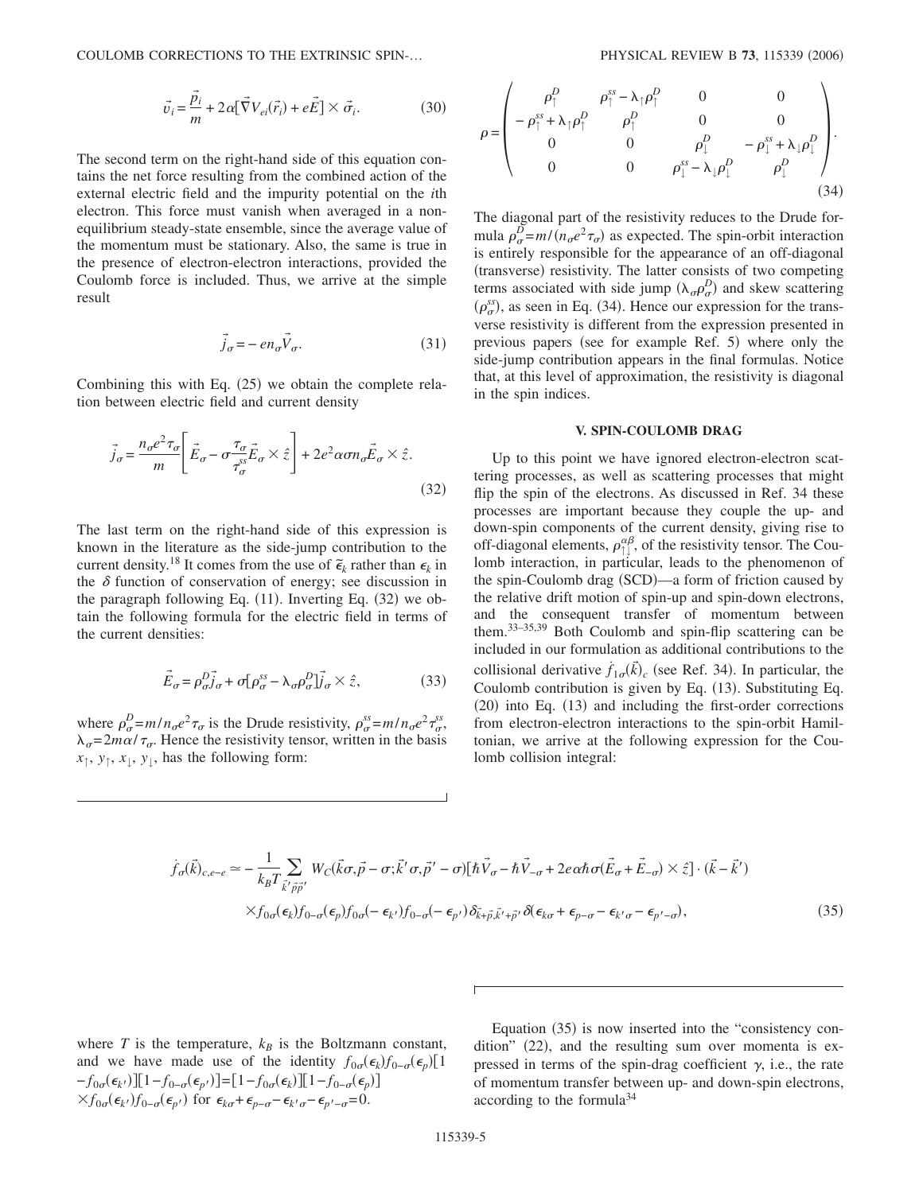$$\vec{v}_i = \frac{\vec{p}_i}{m} + 2\alpha[\vec{\nabla} V_{ei}(\vec{r}_i) + e\vec{E}] \times \vec{\sigma}_i. \tag{30}$$

The second term on the right-hand side of this equation contains the net force resulting from the combined action of the external electric field and the impurity potential on the $i$th electron. This force must vanish when averaged in a nonequilibrium steady-state ensemble, since the average value of the momentum must be stationary. Also, the same is true in the presence of electron-electron interactions, provided the Coulomb force is included. Thus, we arrive at the simple result

$$\vec{j}_\sigma = -en_\sigma \vec{V}_\sigma. \tag{31}$$

Combining this with Eq. (25) we obtain the complete relation between electric field and current density

$$\vec{j}_\sigma = \frac{n_\sigma e^2 \tau_\sigma}{m}\left[\vec{E}_\sigma - \sigma \frac{\tau_\sigma}{\tau_\sigma^{ss}} \vec{E}_\sigma \times \hat{z}\right] + 2e^2 \alpha \sigma n_\sigma \vec{E}_\sigma \times \hat{z}. \tag{32}$$

The last term on the right-hand side of this expression is known in the literature as the side-jump contribution to the current density.[18] It comes from the use of $\tilde{\epsilon}_k$ rather than $\epsilon_k$ in the $\delta$ function of conservation of energy; see discussion in the paragraph following Eq. (11). Inverting Eq. (32) we obtain the following formula for the electric field in terms of the current densities:

$$\vec{E}_\sigma = \rho_\sigma^D \vec{j}_\sigma + \sigma[\rho_\sigma^{ss} - \lambda_\sigma \rho_\sigma^D]\vec{j}_\sigma \times \hat{z}, \tag{33}$$

where $\rho_\sigma^D = m/n_\sigma e^2 \tau_\sigma$ is the Drude resistivity, $\rho_\sigma^{ss} = m/n_\sigma e^2 \tau_\sigma^{ss}$, $\lambda_\sigma = 2m\alpha/\tau_\sigma$. Hence the resistivity tensor, written in the basis $x_\uparrow$, $y_\uparrow$, $x_\downarrow$, $y_\downarrow$, has the following form:

$$\rho = \begin{pmatrix} \rho_\uparrow^D & \rho_\uparrow^{ss} - \lambda_\uparrow \rho_\uparrow^D & 0 & 0 \\ -\rho_\uparrow^{ss} + \lambda_\uparrow \rho_\uparrow^D & \rho_\uparrow^D & 0 & 0 \\ 0 & 0 & \rho_\downarrow^D & -\rho_\downarrow^{ss} + \lambda_\downarrow \rho_\downarrow^D \\ 0 & 0 & \rho_\downarrow^{ss} - \lambda_\downarrow \rho_\downarrow^D & \rho_\downarrow^D \end{pmatrix}. \tag{34}$$

The diagonal part of the resistivity reduces to the Drude formula $\rho_\sigma^D = m/(n_\sigma e^2 \tau_\sigma)$ as expected. The spin-orbit interaction is entirely responsible for the appearance of an off-diagonal (transverse) resistivity. The latter consists of two competing terms associated with side jump ($\lambda_\sigma \rho_\sigma^D$) and skew scattering ($\rho_\sigma^{ss}$), as seen in Eq. (34). Hence our expression for the transverse resistivity is different from the expression presented in previous papers (see for example Ref. 5) where only the side-jump contribution appears in the final formulas. Notice that, at this level of approximation, the resistivity is diagonal in the spin indices.

## V. SPIN-COULOMB DRAG

Up to this point we have ignored electron-electron scattering processes, as well as scattering processes that might flip the spin of the electrons. As discussed in Ref. 34 these processes are important because they couple the up- and down-spin components of the current density, giving rise to off-diagonal elements, $\rho_{\uparrow\downarrow}^{\alpha\beta}$, of the resistivity tensor. The Coulomb interaction, in particular, leads to the phenomenon of the spin-Coulomb drag (SCD)—a form of friction caused by the relative drift motion of spin-up and spin-down electrons, and the consequent transfer of momentum between them.[33–35,39] Both Coulomb and spin-flip scattering can be included in our formulation as additional contributions to the collisional derivative $\dot{f}_{1\sigma}(\vec{k})_c$ (see Ref. 34). In particular, the Coulomb contribution is given by Eq. (13). Substituting Eq. (20) into Eq. (13) and including the first-order corrections from electron-electron interactions to the spin-orbit Hamiltonian, we arrive at the following expression for the Coulomb collision integral:

$$\dot{f}_\sigma(\vec{k})_{c,e-e} \simeq -\frac{1}{k_B T}\sum_{\vec{k}'\vec{p}\vec{p}'} W_C(\vec{k}\sigma,\vec{p}-\sigma;\vec{k}'\sigma,\vec{p}'-\sigma)[\hbar\vec{V}_\sigma - \hbar\vec{V}_{-\sigma} + 2e\alpha\hbar\sigma(\vec{E}_\sigma + \vec{E}_{-\sigma})\times\hat{z}]\cdot(\vec{k}-\vec{k}')$$
$$\times f_{0\sigma}(\epsilon_k) f_{0-\sigma}(\epsilon_p) f_{0\sigma}(-\epsilon_{k'}) f_{0-\sigma}(-\epsilon_{p'}) \delta_{\vec{k}+\vec{p},\vec{k}'+\vec{p}'} \delta(\epsilon_{k\sigma} + \epsilon_{p-\sigma} - \epsilon_{k'\sigma} - \epsilon_{p'-\sigma}), \tag{35}$$

where $T$ is the temperature, $k_B$ is the Boltzmann constant, and we have made use of the identity $f_{0\sigma}(\epsilon_k) f_{0-\sigma}(\epsilon_p)[1 - f_{0\sigma}(\epsilon_{k'})][1 - f_{0-\sigma}(\epsilon_{p'})] = [1 - f_{0\sigma}(\epsilon_k)][1 - f_{0-\sigma}(\epsilon_p)] \times f_{0\sigma}(\epsilon_{k'}) f_{0-\sigma}(\epsilon_{p'})$ for $\epsilon_{k\sigma} + \epsilon_{p-\sigma} - \epsilon_{k'\sigma} - \epsilon_{p'-\sigma} = 0$.

Equation (35) is now inserted into the "consistency condition" (22), and the resulting sum over momenta is expressed in terms of the spin-drag coefficient $\gamma$, i.e., the rate of momentum transfer between up- and down-spin electrons, according to the formula[34]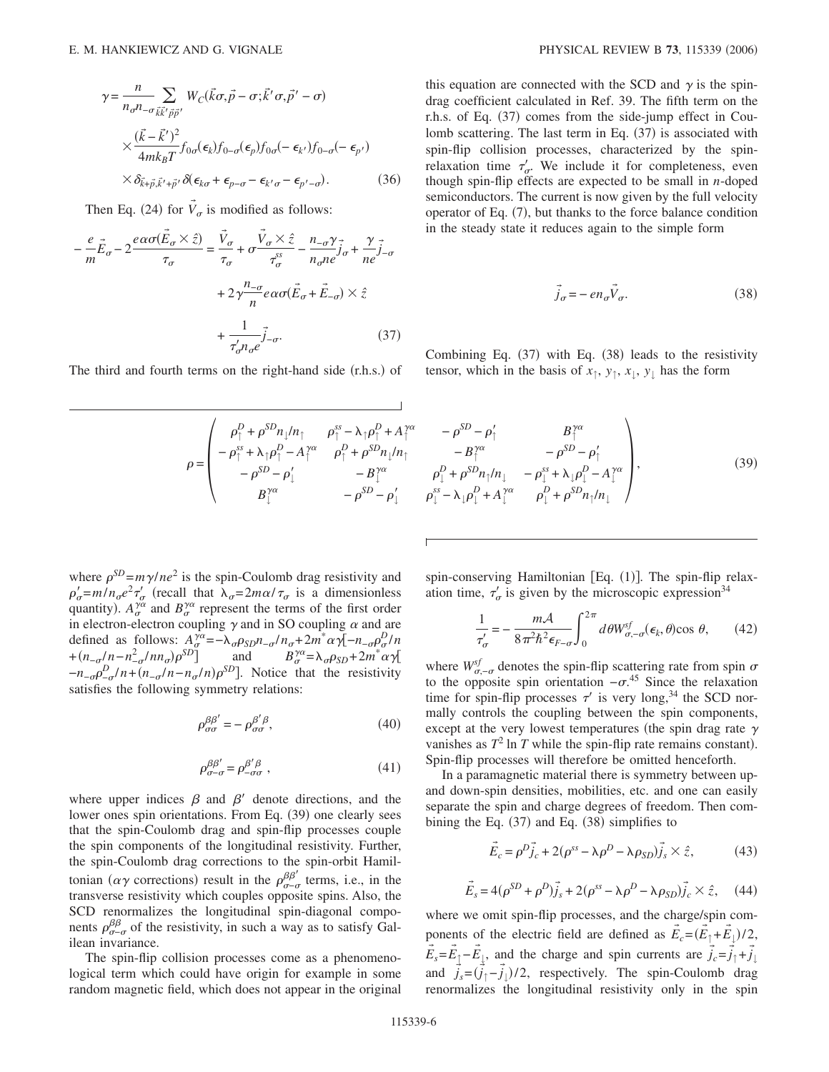$$\gamma = \frac{n}{n_\sigma n_{-\sigma}} \sum_{\vec{k}\vec{k}'\vec{p}\vec{p}'} W_C(\vec{k}\sigma, \vec{p}-\sigma; \vec{k}'\sigma, \vec{p}'-\sigma) \times \frac{(\vec{k}-\vec{k}')^2}{4mk_BT} f_{0\sigma}(\epsilon_k) f_{0-\sigma}(\epsilon_p) f_{0\sigma}(-\epsilon_{k'}) f_{0-\sigma}(-\epsilon_{p'}) \times \delta_{\vec{k}+\vec{p},\vec{k}'+\vec{p}'} \delta(\epsilon_{k\sigma} + \epsilon_{p-\sigma} - \epsilon_{k'\sigma} - \epsilon_{p'-\sigma}). \tag{36}$$

Then Eq. (24) for $\vec{V}_\sigma$ is modified as follows:

$$-\frac{e}{m}\vec{E}_\sigma - 2\frac{e\alpha\sigma(\vec{E}_\sigma \times \hat{z})}{\tau_\sigma} = \frac{\vec{V}_\sigma}{\tau_\sigma} + \sigma\frac{\vec{V}_\sigma \times \hat{z}}{\tau_\sigma^{ss}} - \frac{n_{-\sigma}\gamma}{n_\sigma ne}\vec{j}_\sigma + \frac{\gamma}{ne}\vec{j}_{-\sigma} + 2\gamma\frac{n_{-\sigma}}{n}e\alpha\sigma(\vec{E}_\sigma + \vec{E}_{-\sigma}) \times \hat{z} + \frac{1}{\tau'_\sigma n_\sigma e}\vec{j}_{-\sigma}. \tag{37}$$

The third and fourth terms on the right-hand side (r.h.s.) of this equation are connected with the SCD and $\gamma$ is the spin-drag coefficient calculated in Ref. 39. The fifth term on the r.h.s. of Eq. (37) comes from the side-jump effect in Coulomb scattering. The last term in Eq. (37) is associated with spin-flip collision processes, characterized by the spin-relaxation time $\tau'_\sigma$. We include it for completeness, even though spin-flip effects are expected to be small in $n$-doped semiconductors. The current is now given by the full velocity operator of Eq. (7), but thanks to the force balance condition in the steady state it reduces again to the simple form

$$\vec{j}_\sigma = -en_\sigma\vec{V}_\sigma. \tag{38}$$

Combining Eq. (37) with Eq. (38) leads to the resistivity tensor, which in the basis of $x_\uparrow$, $y_\uparrow$, $x_\downarrow$, $y_\downarrow$ has the form

$$\rho = \begin{pmatrix} \rho_\uparrow^D + \rho^{SD} n_\downarrow/n_\uparrow & \rho_\uparrow^{ss} - \lambda_\uparrow\rho_\uparrow^D + A_\uparrow^{\gamma\alpha} & -\rho^{SD} - \rho'_\uparrow & B_\uparrow^{\gamma\alpha} \\ -\rho_\uparrow^{ss} + \lambda_\uparrow\rho_\uparrow^D - A_\uparrow^{\gamma\alpha} & \rho_\uparrow^D + \rho^{SD} n_\downarrow/n_\uparrow & -B_\uparrow^{\gamma\alpha} & -\rho^{SD} - \rho'_\uparrow \\ -\rho^{SD} - \rho'_\downarrow & -B_\downarrow^{\gamma\alpha} & \rho_\downarrow^D + \rho^{SD} n_\uparrow/n_\downarrow & -\rho_\downarrow^{ss} + \lambda_\downarrow\rho_\downarrow^D - A_\downarrow^{\gamma\alpha} \\ B_\downarrow^{\gamma\alpha} & -\rho^{SD} - \rho'_\downarrow & \rho_\downarrow^{ss} - \lambda_\downarrow\rho_\downarrow^D + A_\downarrow^{\gamma\alpha} & \rho_\downarrow^D + \rho^{SD} n_\uparrow/n_\downarrow \end{pmatrix}, \tag{39}$$

where $\rho^{SD} = m\gamma/ne^2$ is the spin-Coulomb drag resistivity and $\rho'_\sigma = m/n_\sigma e^2\tau'_\sigma$ (recall that $\lambda_\sigma = 2m\alpha/\tau_\sigma$ is a dimensionless quantity). $A_\sigma^{\gamma\alpha}$ and $B_\sigma^{\gamma\alpha}$ represent the terms of the first order in electron-electron coupling $\gamma$ and in SO coupling $\alpha$ and are defined as follows: $A_\sigma^{\gamma\alpha} = -\lambda_\sigma\rho_{SD}n_{-\sigma}/n_\sigma + 2m^*\alpha\gamma[-n_{-\sigma}\rho_\sigma^D/n + (n_{-\sigma}/n - n_{-\sigma}^2/nn_\sigma)\rho^{SD}]$ and $B_\sigma^{\gamma\alpha} = \lambda_\sigma\rho_{SD} + 2m^*\alpha\gamma[-n_{-\sigma}\rho_{-\sigma}^D/n + (n_{-\sigma}/n - n_\sigma/n)\rho^{SD}]$. Notice that the resistivity satisfies the following symmetry relations:

$$\rho_{\sigma\sigma}^{\beta\beta'} = -\rho_{\sigma\sigma}^{\beta'\beta}, \tag{40}$$

$$\rho_{\sigma-\sigma}^{\beta\beta'} = \rho_{-\sigma\sigma}^{\beta'\beta}, \tag{41}$$

where upper indices $\beta$ and $\beta'$ denote directions, and the lower ones spin orientations. From Eq. (39) one clearly sees that the spin-Coulomb drag and spin-flip processes couple the spin components of the longitudinal resistivity. Further, the spin-Coulomb drag corrections to the spin-orbit Hamiltonian ($\alpha\gamma$ corrections) result in the $\rho_{\sigma-\sigma}^{\beta\beta'}$ terms, i.e., in the transverse resistivity which couples opposite spins. Also, the SCD renormalizes the longitudinal spin-diagonal components $\rho_{\sigma-\sigma}^{\beta\beta}$ of the resistivity, in such a way as to satisfy Galilean invariance.

The spin-flip collision processes come as a phenomenological term which could have origin for example in some random magnetic field, which does not appear in the original spin-conserving Hamiltonian [Eq. (1)]. The spin-flip relaxation time, $\tau'_\sigma$ is given by the microscopic expression[34]

$$\frac{1}{\tau'_\sigma} = -\frac{m\mathcal{A}}{8\pi^2\hbar^2\epsilon_{F-\sigma}} \int_0^{2\pi} d\theta W_{\sigma,-\sigma}^{sf}(\epsilon_k, \theta)\cos\theta, \tag{42}$$

where $W_{\sigma,-\sigma}^{sf}$ denotes the spin-flip scattering rate from spin $\sigma$ to the opposite spin orientation $-\sigma$.[45] Since the relaxation time for spin-flip processes $\tau'$ is very long,[34] the SCD normally controls the coupling between the spin components, except at the very lowest temperatures (the spin drag rate $\gamma$ vanishes as $T^2 \ln T$ while the spin-flip rate remains constant). Spin-flip processes will therefore be omitted henceforth.

In a paramagnetic material there is symmetry between up- and down-spin densities, mobilities, etc. and one can easily separate the spin and charge degrees of freedom. Then combining the Eq. (37) and Eq. (38) simplifies to

$$\vec{E}_c = \rho^D\vec{j}_c + 2(\rho^{ss} - \lambda\rho^D - \lambda\rho_{SD})\vec{j}_s \times \hat{z}, \tag{43}$$

$$\vec{E}_s = 4(\rho^{SD} + \rho^D)\vec{j}_s + 2(\rho^{ss} - \lambda\rho^D - \lambda\rho_{SD})\vec{j}_c \times \hat{z}, \tag{44}$$

where we omit spin-flip processes, and the charge/spin components of the electric field are defined as $\vec{E}_c = (\vec{E}_\uparrow + \vec{E}_\downarrow)/2$, $\vec{E}_s = \vec{E}_\uparrow - \vec{E}_\downarrow$, and the charge and spin currents are $\vec{j}_c = \vec{j}_\uparrow + \vec{j}_\downarrow$ and $\vec{j}_s = (\vec{j}_\uparrow - \vec{j}_\downarrow)/2$, respectively. The spin-Coulomb drag renormalizes the longitudinal resistivity only in the spin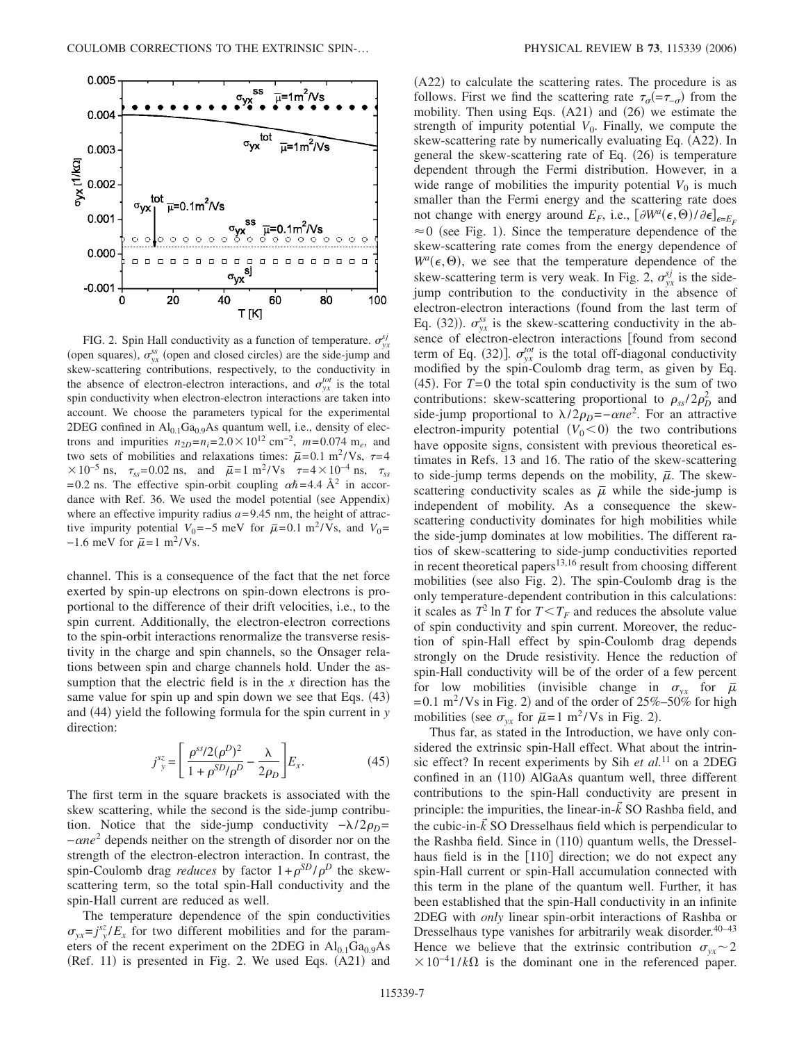FIG. 2. Spin Hall conductivity as a function of temperature. $\sigma_{yx}^{sj}$ (open squares), $\sigma_{yx}^{ss}$ (open and closed circles) are the side-jump and skew-scattering contributions, respectively, to the conductivity in the absence of electron-electron interactions, and $\sigma_{yx}^{tot}$ is the total spin conductivity when electron-electron interactions are taken into account. We choose the parameters typical for the experimental 2DEG confined in $Al_{0.1}Ga_{0.9}As$ quantum well, i.e., density of electrons and impurities $n_{2D}=n_i=2.0\times10^{12}$ cm$^{-2}$, $m=0.074$ m$_e$, and two sets of mobilities and relaxations times: $\bar{\mu}=0.1$ m$^2$/Vs, $\tau=4\times10^{-5}$ ns, $\tau_{ss}=0.02$ ns, and $\bar{\mu}=1$ m$^2$/Vs $\tau=4\times10^{-4}$ ns, $\tau_{ss}=0.2$ ns. The effective spin-orbit coupling $\alpha\hbar=4.4$ Å$^2$ in accordance with Ref. 36. We used the model potential (see Appendix) where an effective impurity radius $a=9.45$ nm, the height of attractive impurity potential $V_0=-5$ meV for $\bar{\mu}=0.1$ m$^2$/Vs, and $V_0=-1.6$ meV for $\bar{\mu}=1$ m$^2$/Vs.

channel. This is a consequence of the fact that the net force exerted by spin-up electrons on spin-down electrons is proportional to the difference of their drift velocities, i.e., to the spin current. Additionally, the electron-electron corrections to the spin-orbit interactions renormalize the transverse resistivity in the charge and spin channels, so the Onsager relations between spin and charge channels hold. Under the assumption that the electric field is in the $x$ direction has the same value for spin up and spin down we see that Eqs. (43) and (44) yield the following formula for the spin current in $y$ direction:

$$j_y^{s_z}=\left[\frac{\rho^{ss}/2(\rho^D)^2}{1+\rho^{SD}/\rho^D}-\frac{\lambda}{2\rho_D}\right]E_x. \tag{45}$$

The first term in the square brackets is associated with the skew scattering, while the second is the side-jump contribution. Notice that the side-jump conductivity $-\lambda/2\rho_D=-\alpha ne^2$ depends neither on the strength of disorder nor on the strength of the electron-electron interaction. In contrast, the spin-Coulomb drag *reduces* by factor $1+\rho^{SD}/\rho^D$ the skew-scattering term, so the total spin-Hall conductivity and the spin-Hall current are reduced as well.

The temperature dependence of the spin conductivities $\sigma_{yx}=j_y^{s_z}/E_x$ for two different mobilities and for the parameters of the recent experiment on the 2DEG in $Al_{0.1}Ga_{0.9}As$ (Ref. 11) is presented in Fig. 2. We used Eqs. (A21) and (A22) to calculate the scattering rates. The procedure is as follows. First we find the scattering rate $\tau_\sigma(=\tau_{-\sigma})$ from the mobility. Then using Eqs. (A21) and (26) we estimate the strength of impurity potential $V_0$. Finally, we compute the skew-scattering rate by numerically evaluating Eq. (A22). In general the skew-scattering rate of Eq. (26) is temperature dependent through the Fermi distribution. However, in a wide range of mobilities the impurity potential $V_0$ is much smaller than the Fermi energy and the scattering rate does not change with energy around $E_F$, i.e., $[\partial W^a(\epsilon,\Theta)/\partial\epsilon]_{\epsilon=E_F}\approx0$ (see Fig. 1). Since the temperature dependence of the skew-scattering rate comes from the energy dependence of $W^a(\epsilon,\Theta)$, we see that the temperature dependence of the skew-scattering term is very weak. In Fig. 2, $\sigma_{yx}^{sj}$ is the side-jump contribution to the conductivity in the absence of electron-electron interactions (found from the last term of Eq. (32)). $\sigma_{yx}^{ss}$ is the skew-scattering conductivity in the absence of electron-electron interactions [found from second term of Eq. (32)]. $\sigma_{yx}^{tot}$ is the total off-diagonal conductivity modified by the spin-Coulomb drag term, as given by Eq. (45). For $T=0$ the total spin conductivity is the sum of two contributions: skew-scattering proportional to $\rho_{ss}/2\rho_D^2$ and side-jump proportional to $\lambda/2\rho_D=-\alpha ne^2$. For an attractive electron-impurity potential $(V_0<0)$ the two contributions have opposite signs, consistent with previous theoretical estimates in Refs. 13 and 16. The ratio of the skew-scattering to side-jump terms depends on the mobility, $\bar{\mu}$. The skew-scattering conductivity scales as $\bar{\mu}$ while the side-jump is independent of mobility. As a consequence the skew-scattering conductivity dominates for high mobilities while the side-jump dominates at low mobilities. The different ratios of skew-scattering to side-jump conductivities reported in recent theoretical papers[13,16] result from choosing different mobilities (see also Fig. 2). The spin-Coulomb drag is the only temperature-dependent contribution in this calculations: it scales as $T^2\ln T$ for $T<T_F$ and reduces the absolute value of spin conductivity and spin current. Moreover, the reduction of spin-Hall effect by spin-Coulomb drag depends strongly on the Drude resistivity. Hence the reduction of spin-Hall conductivity will be of the order of a few percent for low mobilities (invisible change in $\sigma_{yx}$ for $\bar{\mu}=0.1$ m$^2$/Vs in Fig. 2) and of the order of 25%–50% for high mobilities (see $\sigma_{yx}$ for $\bar{\mu}=1$ m$^2$/Vs in Fig. 2).

Thus far, as stated in the Introduction, we have only considered the extrinsic spin-Hall effect. What about the intrinsic effect? In recent experiments by Sih *et al.*[11] on a 2DEG confined in an (110) AlGaAs quantum well, three different contributions to the spin-Hall conductivity are present in principle: the impurities, the linear-in-$\vec{k}$ SO Rashba field, and the cubic-in-$\vec{k}$ SO Dresselhaus field which is perpendicular to the Rashba field. Since in (110) quantum wells, the Dresselhaus field is in the [110] direction; we do not expect any spin-Hall current or spin-Hall accumulation connected with this term in the plane of the quantum well. Further, it has been established that the spin-Hall conductivity in an infinite 2DEG with *only* linear spin-orbit interactions of Rashba or Dresselhaus type vanishes for arbitrarily weak disorder.[40–43] Hence we believe that the extrinsic contribution $\sigma_{yx}\sim2\times10^{-4}1/k\Omega$ is the dominant one in the referenced paper.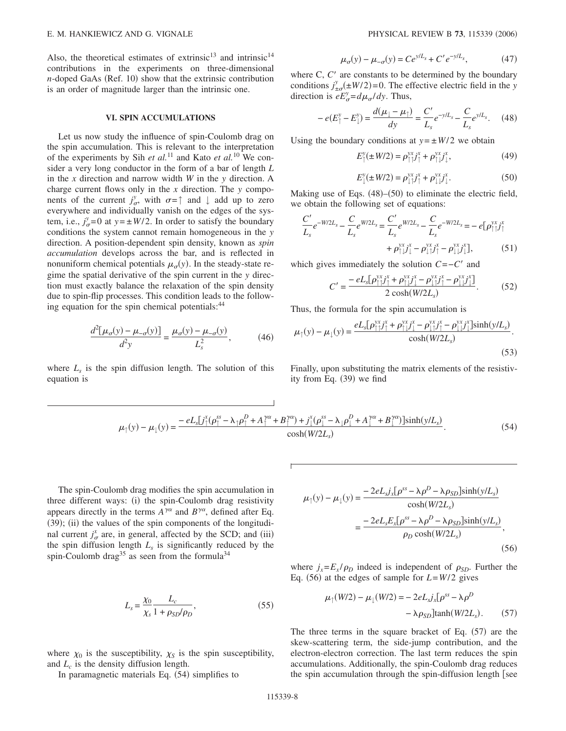Also, the theoretical estimates of extrinsic[13] and intrinsic[14] contributions in the experiments on three-dimensional $n$-doped GaAs (Ref. 10) show that the extrinsic contribution is an order of magnitude larger than the intrinsic one.

## VI. SPIN ACCUMULATIONS

Let us now study the influence of spin-Coulomb drag on the spin accumulation. This is relevant to the interpretation of the experiments by Sih *et al.*[11] and Kato *et al.*[10] We consider a very long conductor in the form of a bar of length $L$ in the $x$ direction and narrow width $W$ in the $y$ direction. A charge current flows only in the $x$ direction. The $y$ components of the current $j^y_\sigma$, with $\sigma=\uparrow$ and $\downarrow$ add up to zero everywhere and individually vanish on the edges of the system, i.e., $j^y_\sigma=0$ at $y=\pm W/2$. In order to satisfy the boundary conditions the system cannot remain homogeneous in the $y$ direction. A position-dependent spin density, known as *spin accumulation* develops across the bar, and is reflected in nonuniform chemical potentials $\mu_\sigma(y)$. In the steady-state regime the spatial derivative of the spin current in the $y$ direction must exactly balance the relaxation of the spin density due to spin-flip processes. This condition leads to the following equation for the spin chemical potentials:[44]

$$\frac{d^2[\mu_\sigma(y)-\mu_{-\sigma}(y)]}{d^2y}=\frac{\mu_\sigma(y)-\mu_{-\sigma}(y)}{L_s^2}, \tag{46}$$

where $L_s$ is the spin diffusion length. The solution of this equation is

$$\mu_\sigma(y)-\mu_{-\sigma}(y)=Ce^{y/L_s}+C'e^{-y/L_s}, \tag{47}$$

where C, $C'$ are constants to be determined by the boundary conditions $j^y_{\pm\sigma}(\pm W/2)=0$. The effective electric field in the $y$ direction is $eE^y_\sigma=d\mu_\sigma/dy$. Thus,

$$-e(E^y_\uparrow-E^y_\downarrow)=\frac{d(\mu_\downarrow-\mu_\uparrow)}{dy}=\frac{C'}{L_s}e^{-y/L_s}-\frac{C}{L_s}e^{y/L_s}. \tag{48}$$

Using the boundary conditions at $y=\pm W/2$ we obtain

$$E^y_\uparrow(\pm W/2)=\rho^{yx}_{\uparrow\uparrow}j^x_\uparrow+\rho^{yx}_{\uparrow\downarrow}j^x_\downarrow, \tag{49}$$

$$E^y_\downarrow(\pm W/2)=\rho^{yx}_{\downarrow\uparrow}j^x_\uparrow+\rho^{yx}_{\downarrow\downarrow}j^x_\downarrow. \tag{50}$$

Making use of Eqs. (48)–(50) to eliminate the electric field, we obtain the following set of equations:

$$\frac{C'}{L_s}e^{-W/2L_s}-\frac{C}{L_s}e^{W/2L_s}=\frac{C'}{L_s}e^{W/2L_s}-\frac{C}{L_s}e^{-W/2L_s}=-e[\rho^{yx}_{\uparrow\uparrow}j^x_\uparrow+\rho^{yx}_{\uparrow\downarrow}j^x_\downarrow-\rho^{yx}_{\downarrow\uparrow}j^x_\uparrow-\rho^{yx}_{\downarrow\downarrow}j^x_\downarrow], \tag{51}$$

which gives immediately the solution $C=-C'$ and

$$C'=\frac{-eL_s[\rho^{yx}_{\uparrow\uparrow}j^x_\uparrow+\rho^{yx}_{\uparrow\downarrow}j^x_\downarrow-\rho^{yx}_{\downarrow\uparrow}j^x_\uparrow-\rho^{yx}_{\downarrow\downarrow}j^x_\downarrow]}{2\cosh(W/2L_s)}. \tag{52}$$

Thus, the formula for the spin accumulation is

$$\mu_\uparrow(y)-\mu_\downarrow(y)=\frac{eL_s[\rho^{yx}_{\uparrow\uparrow}j^x_\uparrow+\rho^{yx}_{\uparrow\downarrow}j^x_\downarrow-\rho^{yx}_{\downarrow\uparrow}j^x_\uparrow-\rho^{yx}_{\downarrow\downarrow}j^x_\downarrow]\sinh(y/L_s)}{\cosh(W/2L_s)}. \tag{53}$$

Finally, upon substituting the matrix elements of the resistivity from Eq. (39) we find

$$\mu_\uparrow(y)-\mu_\downarrow(y)=\frac{-eL_s[j^x_\uparrow(\rho^{ss}_\uparrow-\lambda_\uparrow\rho^D_\uparrow+A^{\gamma\alpha}_\uparrow+B^{\gamma\alpha}_\uparrow)+j^x_\downarrow(\rho^{ss}_\downarrow-\lambda_\downarrow\rho^D_\downarrow+A^{\gamma\alpha}_\downarrow+B^{\gamma\alpha}_\downarrow)]\sinh(y/L_s)}{\cosh(W/2L_s)}. \tag{54}$$

The spin-Coulomb drag modifies the spin accumulation in three different ways: (i) the spin-Coulomb drag resistivity appears directly in the terms $A^{\gamma\alpha}$ and $B^{\gamma\alpha}$, defined after Eq. (39); (ii) the values of the spin components of the longitudinal current $j^x_\sigma$ are, in general, affected by the SCD; and (iii) the spin diffusion length $L_s$ is significantly reduced by the spin-Coulomb drag[35] as seen from the formula[34]

$$L_s=\frac{\chi_0}{\chi_s}\frac{L_c}{1+\rho_{SD}/\rho_D}, \tag{55}$$

where $\chi_0$ is the susceptibility, $\chi_S$ is the spin susceptibility, and $L_c$ is the density diffusion length.

In paramagnetic materials Eq. (54) simplifies to

$$\mu_\uparrow(y)-\mu_\downarrow(y)=\frac{-2eL_sj_x[\rho^{ss}-\lambda\rho^D-\lambda\rho_{SD}]\sinh(y/L_s)}{\cosh(W/2L_s)}=\frac{-2eL_sE_x[\rho^{ss}-\lambda\rho^D-\lambda\rho_{SD}]\sinh(y/L_s)}{\rho_D\cosh(W/2L_s)}, \tag{56}$$

where $j_x=E_x/\rho_D$ indeed is independent of $\rho_{SD}$. Further the Eq. (56) at the edges of sample for $L=W/2$ gives

$$\mu_\uparrow(W/2)-\mu_\downarrow(W/2)=-2eL_sj_x[\rho^{ss}-\lambda\rho^D-\lambda\rho_{SD}]\tanh(W/2L_s). \tag{57}$$

The three terms in the square bracket of Eq. (57) are the skew-scattering term, the side-jump contribution, and the electron-electron correction. The last term reduces the spin accumulations. Additionally, the spin-Coulomb drag reduces the spin accumulation through the spin-diffusion length [see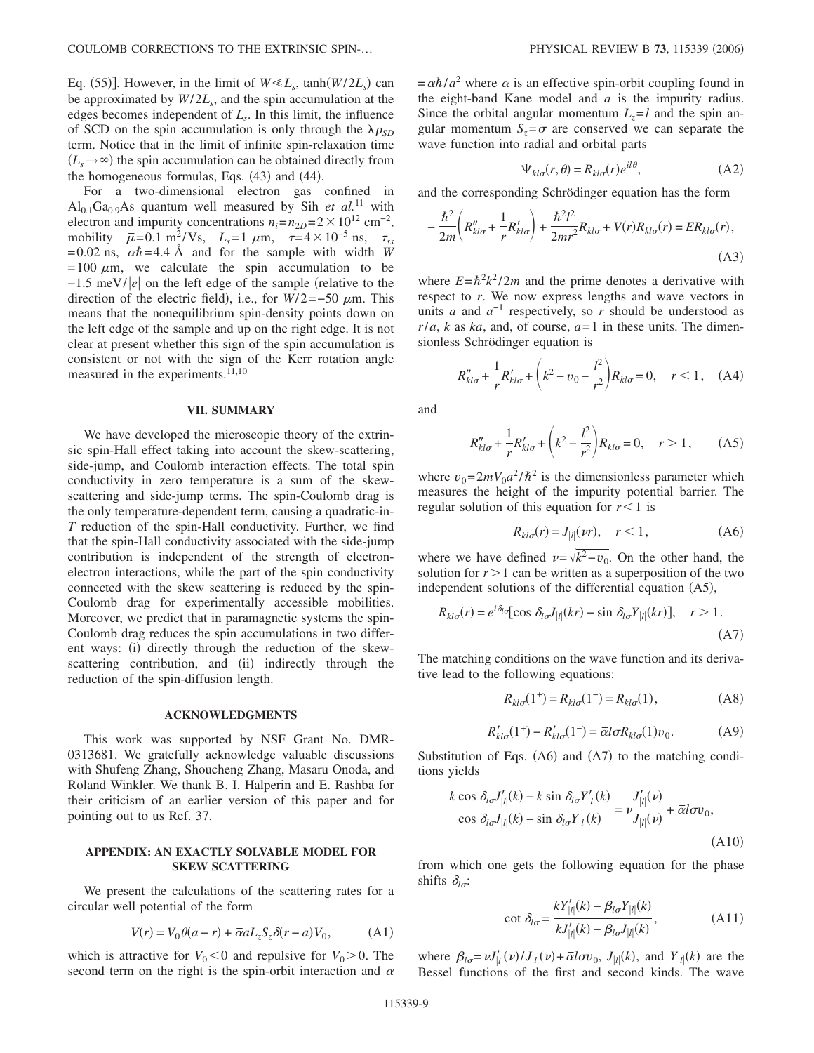Eq. (55)]. However, in the limit of $W \ll L_s$, $\tanh(W/2L_s)$ can be approximated by $W/2L_s$, and the spin accumulation at the edges becomes independent of $L_s$. In this limit, the influence of SCD on the spin accumulation is only through the $\lambda\rho_{SD}$ term. Notice that in the limit of infinite spin-relaxation time ($L_s \to \infty$) the spin accumulation can be obtained directly from the homogeneous formulas, Eqs. (43) and (44).

For a two-dimensional electron gas confined in $Al_{0.1}Ga_{0.9}As$ quantum well measured by Sih *et al.*[11] with electron and impurity concentrations $n_i = n_{2D} = 2 \times 10^{12}$ cm$^{-2}$, mobility $\bar{\mu} = 0.1$ m$^2$/Vs, $L_s = 1$ $\mu$m, $\tau = 4 \times 10^{-5}$ ns, $\tau_{ss} = 0.02$ ns, $\alpha\hbar = 4.4$ Å and for the sample with width $W = 100$ $\mu$m, we calculate the spin accumulation to be $-1.5$ meV/$|e|$ on the left edge of the sample (relative to the direction of the electric field), i.e., for $W/2 = -50$ $\mu$m. This means that the nonequilibrium spin-density points down on the left edge of the sample and up on the right edge. It is not clear at present whether this sign of the spin accumulation is consistent or not with the sign of the Kerr rotation angle measured in the experiments.[11,10]

## VII. SUMMARY

We have developed the microscopic theory of the extrinsic spin-Hall effect taking into account the skew-scattering, side-jump, and Coulomb interaction effects. The total spin conductivity in zero temperature is a sum of the skew-scattering and side-jump terms. The spin-Coulomb drag is the only temperature-dependent term, causing a quadratic-in-$T$ reduction of the spin-Hall conductivity. Further, we find that the spin-Hall conductivity associated with the side-jump contribution is independent of the strength of electron-electron interactions, while the part of the spin conductivity connected with the skew scattering is reduced by the spin-Coulomb drag for experimentally accessible mobilities. Moreover, we predict that in paramagnetic systems the spin-Coulomb drag reduces the spin accumulations in two different ways: (i) directly through the reduction of the skew-scattering contribution, and (ii) indirectly through the reduction of the spin-diffusion length.

## ACKNOWLEDGMENTS

This work was supported by NSF Grant No. DMR-0313681. We gratefully acknowledge valuable discussions with Shufeng Zhang, Shoucheng Zhang, Masaru Onoda, and Roland Winkler. We thank B. I. Halperin and E. Rashba for their criticism of an earlier version of this paper and for pointing out to us Ref. 37.

## APPENDIX: AN EXACTLY SOLVABLE MODEL FOR SKEW SCATTERING

We present the calculations of the scattering rates for a circular well potential of the form

$$V(r) = V_0\theta(a-r) + \bar{\alpha} a L_z S_z \delta(r-a) V_0, \tag{A1}$$

which is attractive for $V_0 < 0$ and repulsive for $V_0 > 0$. The second term on the right is the spin-orbit interaction and $\bar{\alpha} = \alpha\hbar/a^2$ where $\alpha$ is an effective spin-orbit coupling found in the eight-band Kane model and $a$ is the impurity radius. Since the orbital angular momentum $L_z = l$ and the spin angular momentum $S_z = \sigma$ are conserved we can separate the wave function into radial and orbital parts

$$\Psi_{kl\sigma}(r,\theta) = R_{kl\sigma}(r)e^{il\theta}, \tag{A2}$$

and the corresponding Schrödinger equation has the form

$$-\frac{\hbar^2}{2m}\left(R''_{kl\sigma} + \frac{1}{r}R'_{kl\sigma}\right) + \frac{\hbar^2 l^2}{2mr^2}R_{kl\sigma} + V(r)R_{kl\sigma}(r) = ER_{kl\sigma}(r), \tag{A3}$$

where $E = \hbar^2k^2/2m$ and the prime denotes a derivative with respect to $r$. We now express lengths and wave vectors in units $a$ and $a^{-1}$ respectively, so $r$ should be understood as $r/a$, $k$ as $ka$, and, of course, $a=1$ in these units. The dimensionless Schrödinger equation is

$$R''_{kl\sigma} + \frac{1}{r}R'_{kl\sigma} + \left(k^2 - v_0 - \frac{l^2}{r^2}\right)R_{kl\sigma} = 0, \quad r < 1, \tag{A4}$$

and

$$R''_{kl\sigma} + \frac{1}{r}R'_{kl\sigma} + \left(k^2 - \frac{l^2}{r^2}\right)R_{kl\sigma} = 0, \quad r > 1, \tag{A5}$$

where $v_0 = 2mV_0a^2/\hbar^2$ is the dimensionless parameter which measures the height of the impurity potential barrier. The regular solution of this equation for $r<1$ is

$$R_{kl\sigma}(r) = J_{|l|}(\nu r), \quad r < 1, \tag{A6}$$

where we have defined $\nu = \sqrt{k^2 - v_0}$. On the other hand, the solution for $r > 1$ can be written as a superposition of the two independent solutions of the differential equation (A5),

$$R_{kl\sigma}(r) = e^{i\delta_{l\sigma}}[\cos\delta_{l\sigma}J_{|l|}(kr) - \sin\delta_{l\sigma}Y_{|l|}(kr)], \quad r > 1. \tag{A7}$$

The matching conditions on the wave function and its derivative lead to the following equations:

$$R_{kl\sigma}(1^+) = R_{kl\sigma}(1^-) = R_{kl\sigma}(1), \tag{A8}$$

$$R'_{kl\sigma}(1^+) - R'_{kl\sigma}(1^-) = \bar{\alpha} l \sigma R_{kl\sigma}(1) v_0. \tag{A9}$$

Substitution of Eqs. (A6) and (A7) to the matching conditions yields

$$\frac{k\cos\delta_{l\sigma}J'_{|l|}(k) - k\sin\delta_{l\sigma}Y'_{|l|}(k)}{\cos\delta_{l\sigma}J_{|l|}(k) - \sin\delta_{l\sigma}Y_{|l|}(k)} = \nu\frac{J'_{|l|}(\nu)}{J_{|l|}(\nu)} + \bar{\alpha} l \sigma v_0, \tag{A10}$$

from which one gets the following equation for the phase shifts $\delta_{l\sigma}$:

$$\cot\delta_{l\sigma} = \frac{kY'_{|l|}(k) - \beta_{l\sigma}Y_{|l|}(k)}{kJ'_{|l|}(k) - \beta_{l\sigma}J_{|l|}(k)}, \tag{A11}$$

where $\beta_{l\sigma} = \nu J'_{|l|}(\nu)/J_{|l|}(\nu) + \bar{\alpha} l \sigma v_0$, $J_{|l|}(k)$, and $Y_{|l|}(k)$ are the Bessel functions of the first and second kinds. The wave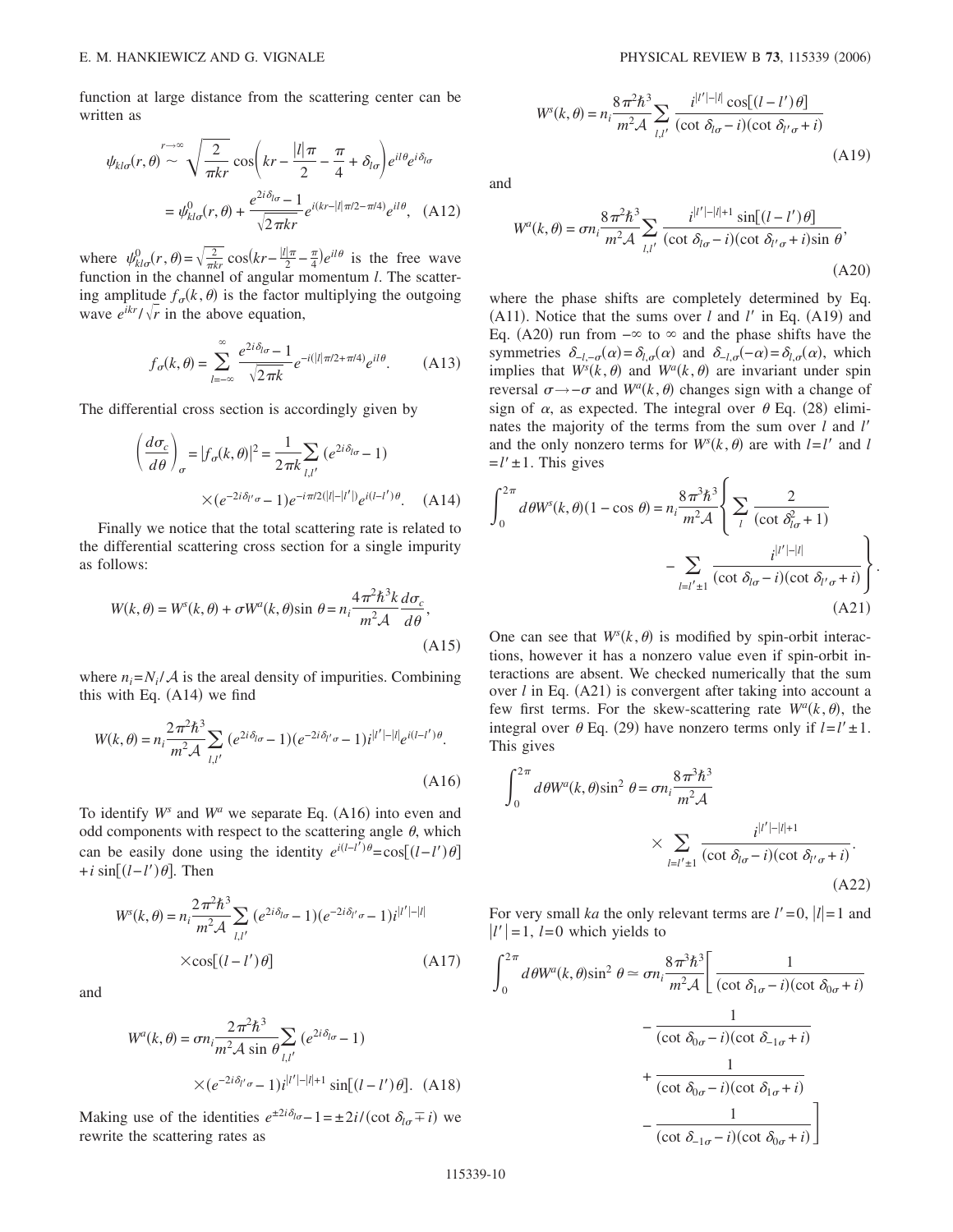function at large distance from the scattering center can be written as

$$\psi_{kl\sigma}(r,\theta) \overset{r\to\infty}{\sim} \sqrt{\frac{2}{\pi kr}}\cos\left(kr - \frac{|l|\pi}{2} - \frac{\pi}{4} + \delta_{l\sigma}\right)e^{il\theta}e^{i\delta_{l\sigma}}$$

$$= \psi^0_{kl\sigma}(r,\theta) + \frac{e^{2i\delta_{l\sigma}}-1}{\sqrt{2\pi kr}}e^{i(kr-|l|\pi/2-\pi/4)}e^{il\theta}, \quad \text{(A12)}$$

where $\psi^0_{kl\sigma}(r,\theta)=\sqrt{\frac{2}{\pi kr}}\cos\left(kr-\frac{|l|\pi}{2}-\frac{\pi}{4}\right)e^{il\theta}$ is the free wave function in the channel of angular momentum $l$. The scattering amplitude $f_\sigma(k,\theta)$ is the factor multiplying the outgoing wave $e^{ikr}/\sqrt{r}$ in the above equation,

$$f_\sigma(k,\theta) = \sum_{l=-\infty}^{\infty}\frac{e^{2i\delta_{l\sigma}}-1}{\sqrt{2\pi k}}e^{-i(|l|\pi/2+\pi/4)}e^{il\theta}. \quad \text{(A13)}$$

The differential cross section is accordingly given by

$$\left(\frac{d\sigma_c}{d\theta}\right)_\sigma = |f_\sigma(k,\theta)|^2 = \frac{1}{2\pi k}\sum_{l,l'}(e^{2i\delta_{l\sigma}}-1)(e^{-2i\delta_{l'\sigma}}-1)e^{-i\pi/2(|l|-|l'|)}e^{i(l-l')\theta}. \quad \text{(A14)}$$

Finally we notice that the total scattering rate is related to the differential scattering cross section for a single impurity as follows:

$$W(k,\theta) = W^s(k,\theta) + \sigma W^a(k,\theta)\sin\theta = n_i\frac{4\pi^2\hbar^3 k}{m^2\mathcal{A}}\frac{d\sigma_c}{d\theta}, \quad \text{(A15)}$$

where $n_i = N_i/\mathcal{A}$ is the areal density of impurities. Combining this with Eq. (A14) we find

$$W(k,\theta) = n_i\frac{2\pi^2\hbar^3}{m^2\mathcal{A}}\sum_{l,l'}(e^{2i\delta_{l\sigma}}-1)(e^{-2i\delta_{l'\sigma}}-1)i^{|l'|-|l|}e^{i(l-l')\theta}. \quad \text{(A16)}$$

To identify $W^s$ and $W^a$ we separate Eq. (A16) into even and odd components with respect to the scattering angle $\theta$, which can be easily done using the identity $e^{i(l-l')\theta}=\cos[(l-l')\theta]+i\sin[(l-l')\theta]$. Then

$$W^s(k,\theta) = n_i\frac{2\pi^2\hbar^3}{m^2\mathcal{A}}\sum_{l,l'}(e^{2i\delta_{l\sigma}}-1)(e^{-2i\delta_{l'\sigma}}-1)i^{|l'|-|l|}\cos[(l-l')\theta] \quad \text{(A17)}$$

and

$$W^a(k,\theta) = \sigma n_i\frac{2\pi^2\hbar^3}{m^2\mathcal{A}\sin\theta}\sum_{l,l'}(e^{2i\delta_{l\sigma}}-1)(e^{-2i\delta_{l'\sigma}}-1)i^{|l'|-|l|+1}\sin[(l-l')\theta]. \quad \text{(A18)}$$

Making use of the identities $e^{\pm 2i\delta_{l\sigma}}-1=\pm 2i/(\cot\delta_{l\sigma}\mp i)$ we rewrite the scattering rates as

$$W^s(k,\theta) = n_i\frac{8\pi^2\hbar^3}{m^2\mathcal{A}}\sum_{l,l'}\frac{i^{|l'|-|l|}\cos[(l-l')\theta]}{(\cot\delta_{l\sigma}-i)(\cot\delta_{l'\sigma}+i)} \quad \text{(A19)}$$

and

$$W^a(k,\theta) = \sigma n_i\frac{8\pi^2\hbar^3}{m^2\mathcal{A}}\sum_{l,l'}\frac{i^{|l'|-|l|+1}\sin[(l-l')\theta]}{(\cot\delta_{l\sigma}-i)(\cot\delta_{l'\sigma}+i)\sin\theta}, \quad \text{(A20)}$$

where the phase shifts are completely determined by Eq. (A11). Notice that the sums over $l$ and $l'$ in Eq. (A19) and Eq. (A20) run from $-\infty$ to $\infty$ and the phase shifts have the symmetries $\delta_{-l,-\sigma}(\alpha)=\delta_{l,\sigma}(\alpha)$ and $\delta_{-l,\sigma}(-\alpha)=\delta_{l,\sigma}(\alpha)$, which implies that $W^s(k,\theta)$ and $W^a(k,\theta)$ are invariant under spin reversal $\sigma\to-\sigma$ and $W^a(k,\theta)$ changes sign with a change of sign of $\alpha$, as expected. The integral over $\theta$ Eq. (28) eliminates the majority of the terms from the sum over $l$ and $l'$ and the only nonzero terms for $W^s(k,\theta)$ are with $l=l'$ and $l=l'\pm 1$. This gives

$$\int_0^{2\pi}d\theta W^s(k,\theta)(1-\cos\theta) = n_i\frac{8\pi^3\hbar^3}{m^2\mathcal{A}}\left\{\sum_l\frac{2}{(\cot\delta^2_{l\sigma}+1)} - \sum_{l=l'\pm1}\frac{i^{|l'|-|l|}}{(\cot\delta_{l\sigma}-i)(\cot\delta_{l'\sigma}+i)}\right\}. \quad \text{(A21)}$$

One can see that $W^s(k,\theta)$ is modified by spin-orbit interactions, however it has a nonzero value even if spin-orbit interactions are absent. We checked numerically that the sum over $l$ in Eq. (A21) is convergent after taking into account a few first terms. For the skew-scattering rate $W^a(k,\theta)$, the integral over $\theta$ Eq. (29) have nonzero terms only if $l=l'\pm 1$. This gives

$$\int_0^{2\pi}d\theta W^a(k,\theta)\sin^2\theta = \sigma n_i\frac{8\pi^3\hbar^3}{m^2\mathcal{A}}\times\sum_{l=l'\pm1}\frac{i^{|l'|-|l|+1}}{(\cot\delta_{l\sigma}-i)(\cot\delta_{l'\sigma}+i)}. \quad \text{(A22)}$$

For very small $ka$ the only relevant terms are $l'=0$, $|l|=1$ and $|l'|=1$, $l=0$ which yields to

$$\int_0^{2\pi}d\theta W^a(k,\theta)\sin^2\theta \simeq \sigma n_i\frac{8\pi^3\hbar^3}{m^2\mathcal{A}}\left[\frac{1}{(\cot\delta_{1\sigma}-i)(\cot\delta_{0\sigma}+i)} - \frac{1}{(\cot\delta_{0\sigma}-i)(\cot\delta_{-1\sigma}+i)} + \frac{1}{(\cot\delta_{0\sigma}-i)(\cot\delta_{1\sigma}+i)} - \frac{1}{(\cot\delta_{-1\sigma}-i)(\cot\delta_{0\sigma}+i)}\right]$$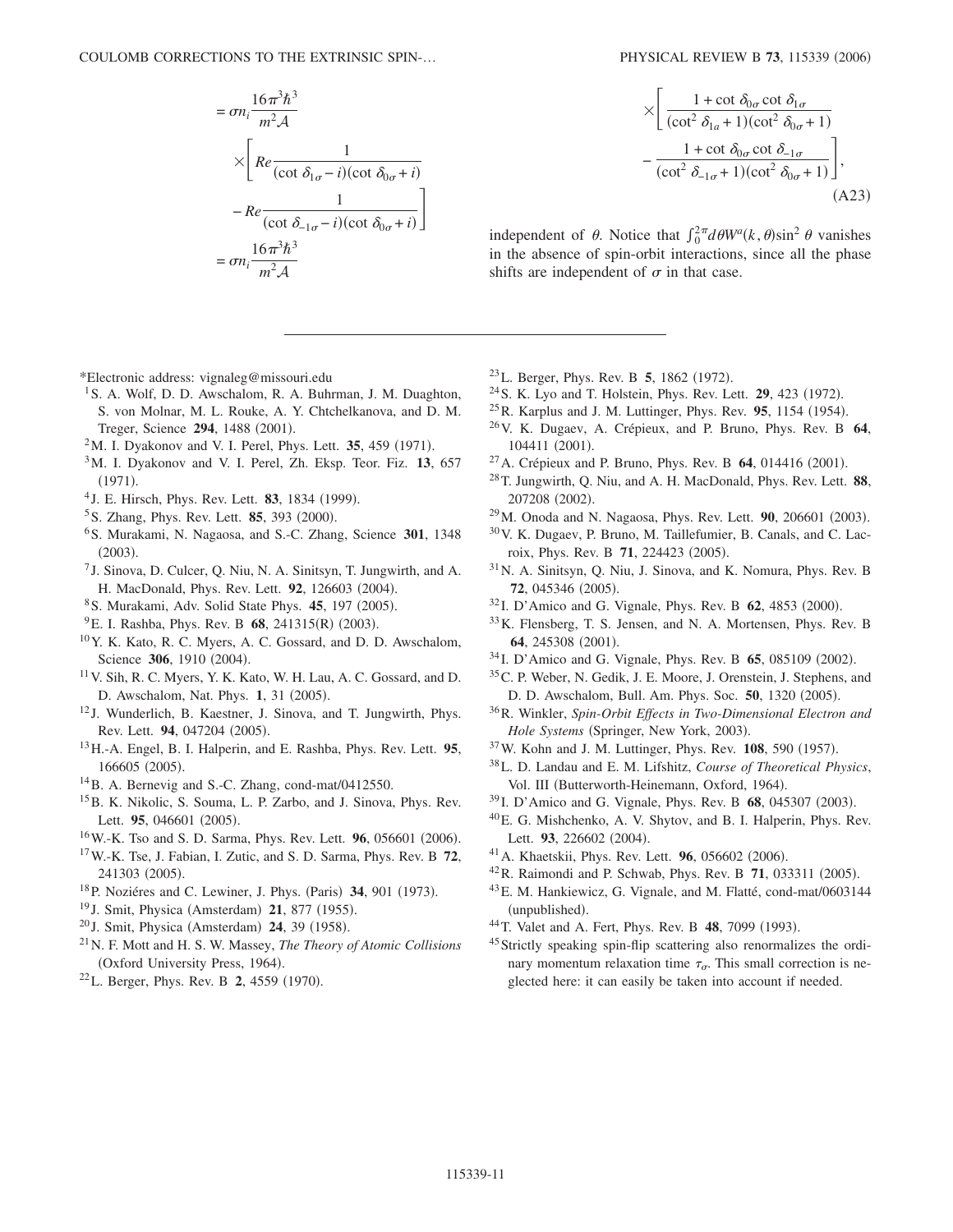$$
\begin{aligned}
&= \sigma n_i \frac{16\pi^3\hbar^3}{m^2\mathcal{A}} \\
&\quad \times \left[ Re\frac{1}{(\cot\delta_{1\sigma}-i)(\cot\delta_{0\sigma}+i)} \right. \\
&\quad \left. - Re\frac{1}{(\cot\delta_{-1\sigma}-i)(\cot\delta_{0\sigma}+i)} \right] \\
&= \sigma n_i \frac{16\pi^3\hbar^3}{m^2\mathcal{A}} \\
&\quad \times \left[ \frac{1+\cot\delta_{0\sigma}\cot\delta_{1\sigma}}{(\cot^2\delta_{1a}+1)(\cot^2\delta_{0\sigma}+1)} \right. \\
&\quad \left. - \frac{1+\cot\delta_{0\sigma}\cot\delta_{-1\sigma}}{(\cot^2\delta_{-1\sigma}+1)(\cot^2\delta_{0\sigma}+1)} \right],
\end{aligned}
\tag{A23}
$$

independent of $\theta$. Notice that $\int_0^{2\pi} d\theta W^a(k,\theta)\sin^2\theta$ vanishes in the absence of spin-orbit interactions, since all the phase shifts are independent of $\sigma$ in that case.

---

*Electronic address: vignaleg@missouri.edu

[1] S. A. Wolf, D. D. Awschalom, R. A. Buhrman, J. M. Duaghton, S. von Molnar, M. L. Rouke, A. Y. Chtchelkanova, and D. M. Treger, Science **294**, 1488 (2001).

[2] M. I. Dyakonov and V. I. Perel, Phys. Lett. **35**, 459 (1971).

[3] M. I. Dyakonov and V. I. Perel, Zh. Eksp. Teor. Fiz. **13**, 657 (1971).

[4] J. E. Hirsch, Phys. Rev. Lett. **83**, 1834 (1999).

[5] S. Zhang, Phys. Rev. Lett. **85**, 393 (2000).

[6] S. Murakami, N. Nagaosa, and S.-C. Zhang, Science **301**, 1348 (2003).

[7] J. Sinova, D. Culcer, Q. Niu, N. A. Sinitsyn, T. Jungwirth, and A. H. MacDonald, Phys. Rev. Lett. **92**, 126603 (2004).

[8] S. Murakami, Adv. Solid State Phys. **45**, 197 (2005).

[9] E. I. Rashba, Phys. Rev. B **68**, 241315(R) (2003).

[10] Y. K. Kato, R. C. Myers, A. C. Gossard, and D. D. Awschalom, Science **306**, 1910 (2004).

[11] V. Sih, R. C. Myers, Y. K. Kato, W. H. Lau, A. C. Gossard, and D. D. Awschalom, Nat. Phys. **1**, 31 (2005).

[12] J. Wunderlich, B. Kaestner, J. Sinova, and T. Jungwirth, Phys. Rev. Lett. **94**, 047204 (2005).

[13] H.-A. Engel, B. I. Halperin, and E. Rashba, Phys. Rev. Lett. **95**, 166605 (2005).

[14] B. A. Bernevig and S.-C. Zhang, cond-mat/0412550.

[15] B. K. Nikolic, S. Souma, L. P. Zarbo, and J. Sinova, Phys. Rev. Lett. **95**, 046601 (2005).

[16] W.-K. Tso and S. D. Sarma, Phys. Rev. Lett. **96**, 056601 (2006).

[17] W.-K. Tse, J. Fabian, I. Zutic, and S. D. Sarma, Phys. Rev. B **72**, 241303 (2005).

[18] P. Noziéres and C. Lewiner, J. Phys. (Paris) **34**, 901 (1973).

[19] J. Smit, Physica (Amsterdam) **21**, 877 (1955).

[20] J. Smit, Physica (Amsterdam) **24**, 39 (1958).

[21] N. F. Mott and H. S. W. Massey, *The Theory of Atomic Collisions* (Oxford University Press, 1964).

[22] L. Berger, Phys. Rev. B **2**, 4559 (1970).

[23] L. Berger, Phys. Rev. B **5**, 1862 (1972).

[24] S. K. Lyo and T. Holstein, Phys. Rev. Lett. **29**, 423 (1972).

[25] R. Karplus and J. M. Luttinger, Phys. Rev. **95**, 1154 (1954).

[26] V. K. Dugaev, A. Crépieux, and P. Bruno, Phys. Rev. B **64**, 104411 (2001).

[27] A. Crépieux and P. Bruno, Phys. Rev. B **64**, 014416 (2001).

[28] T. Jungwirth, Q. Niu, and A. H. MacDonald, Phys. Rev. Lett. **88**, 207208 (2002).

[29] M. Onoda and N. Nagaosa, Phys. Rev. Lett. **90**, 206601 (2003).

[30] V. K. Dugaev, P. Bruno, M. Taillefumier, B. Canals, and C. Lacroix, Phys. Rev. B **71**, 224423 (2005).

[31] N. A. Sinitsyn, Q. Niu, J. Sinova, and K. Nomura, Phys. Rev. B **72**, 045346 (2005).

[32] I. D'Amico and G. Vignale, Phys. Rev. B **62**, 4853 (2000).

[33] K. Flensberg, T. S. Jensen, and N. A. Mortensen, Phys. Rev. B **64**, 245308 (2001).

[34] I. D'Amico and G. Vignale, Phys. Rev. B **65**, 085109 (2002).

[35] C. P. Weber, N. Gedik, J. E. Moore, J. Orenstein, J. Stephens, and D. D. Awschalom, Bull. Am. Phys. Soc. **50**, 1320 (2005).

[36] R. Winkler, *Spin-Orbit Effects in Two-Dimensional Electron and Hole Systems* (Springer, New York, 2003).

[37] W. Kohn and J. M. Luttinger, Phys. Rev. **108**, 590 (1957).

[38] L. D. Landau and E. M. Lifshitz, *Course of Theoretical Physics*, Vol. III (Butterworth-Heinemann, Oxford, 1964).

[39] I. D'Amico and G. Vignale, Phys. Rev. B **68**, 045307 (2003).

[40] E. G. Mishchenko, A. V. Shytov, and B. I. Halperin, Phys. Rev. Lett. **93**, 226602 (2004).

[41] A. Khaetskii, Phys. Rev. Lett. **96**, 056602 (2006).

[42] R. Raimondi and P. Schwab, Phys. Rev. B **71**, 033311 (2005).

[43] E. M. Hankiewicz, G. Vignale, and M. Flatté, cond-mat/0603144 (unpublished).

[44] T. Valet and A. Fert, Phys. Rev. B **48**, 7099 (1993).

[45] Strictly speaking spin-flip scattering also renormalizes the ordinary momentum relaxation time $\tau_\sigma$. This small correction is neglected here: it can easily be taken into account if needed.